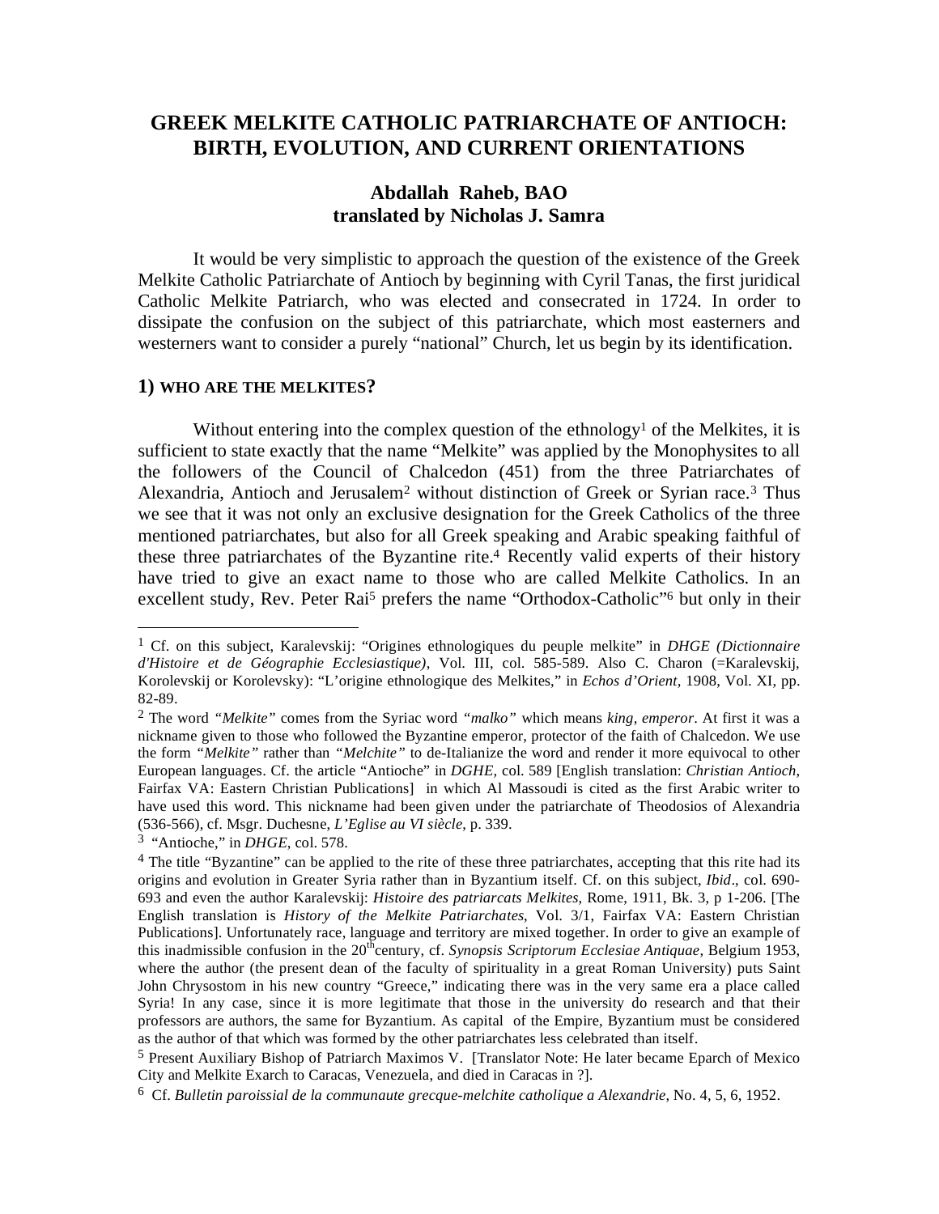# GREEK MELKITE CATHOLIC PATRIARCHATE OF ANTIOCH: BIRTH, EVOLUTION, AND CURRENT ORIENTATIONS

**Abdallah Raheb, BAO**
**translated by Nicholas J. Samra**

It would be very simplistic to approach the question of the existence of the Greek Melkite Catholic Patriarchate of Antioch by beginning with Cyril Tanas, the first juridical Catholic Melkite Patriarch, who was elected and consecrated in 1724. In order to dissipate the confusion on the subject of this patriarchate, which most easterners and westerners want to consider a purely "national" Church, let us begin by its identification.

## 1) WHO ARE THE MELKITES?

Without entering into the complex question of the ethnology[1] of the Melkites, it is sufficient to state exactly that the name "Melkite" was applied by the Monophysites to all the followers of the Council of Chalcedon (451) from the three Patriarchates of Alexandria, Antioch and Jerusalem[2] without distinction of Greek or Syrian race.[3] Thus we see that it was not only an exclusive designation for the Greek Catholics of the three mentioned patriarchates, but also for all Greek speaking and Arabic speaking faithful of these three patriarchates of the Byzantine rite.[4] Recently valid experts of their history have tried to give an exact name to those who are called Melkite Catholics. In an excellent study, Rev. Peter Rai[5] prefers the name "Orthodox-Catholic"[6] but only in their

---

[1] Cf. on this subject, Karalevskij: "Origines ethnologiques du peuple melkite" in *DHGE (Dictionnaire d'Histoire et de Géographie Ecclesiastique)*, Vol. III, col. 585-589. Also C. Charon (=Karalevskij, Korolevskij or Korolevsky): "L'origine ethnologique des Melkites," in *Echos d'Orient*, 1908, Vol. XI, pp. 82-89.

[2] The word *"Melkite"* comes from the Syriac word *"malko"* which means *king, emperor*. At first it was a nickname given to those who followed the Byzantine emperor, protector of the faith of Chalcedon. We use the form *"Melkite"* rather than *"Melchite"* to de-Italianize the word and render it more equivocal to other European languages. Cf. the article "Antioche" in *DGHE*, col. 589 [English translation: *Christian Antioch*, Fairfax VA: Eastern Christian Publications] in which Al Massoudi is cited as the first Arabic writer to have used this word. This nickname had been given under the patriarchate of Theodosios of Alexandria (536-566), cf. Msgr. Duchesne, *L'Eglise au VI siècle*, p. 339.

[3] "Antioche," in *DHGE*, col. 578.

[4] The title "Byzantine" can be applied to the rite of these three patriarchates, accepting that this rite had its origins and evolution in Greater Syria rather than in Byzantium itself. Cf. on this subject, *Ibid*., col. 690-693 and even the author Karalevskij: *Histoire des patriarcats Melkites*, Rome, 1911, Bk. 3, p 1-206. [The English translation is *History of the Melkite Patriarchates*, Vol. 3/1, Fairfax VA: Eastern Christian Publications]. Unfortunately race, language and territory are mixed together. In order to give an example of this inadmissible confusion in the 20th century, cf. *Synopsis Scriptorum Ecclesiae Antiquae*, Belgium 1953, where the author (the present dean of the faculty of spirituality in a great Roman University) puts Saint John Chrysostom in his new country "Greece," indicating there was in the very same era a place called Syria! In any case, since it is more legitimate that those in the university do research and that their professors are authors, the same for Byzantium. As capital of the Empire, Byzantium must be considered as the author of that which was formed by the other patriarchates less celebrated than itself.

[5] Present Auxiliary Bishop of Patriarch Maximos V. [Translator Note: He later became Eparch of Mexico City and Melkite Exarch to Caracas, Venezuela, and died in Caracas in ?].

[6] Cf. *Bulletin paroissial de la communaute grecque-melchite catholique a Alexandrie*, No. 4, 5, 6, 1952.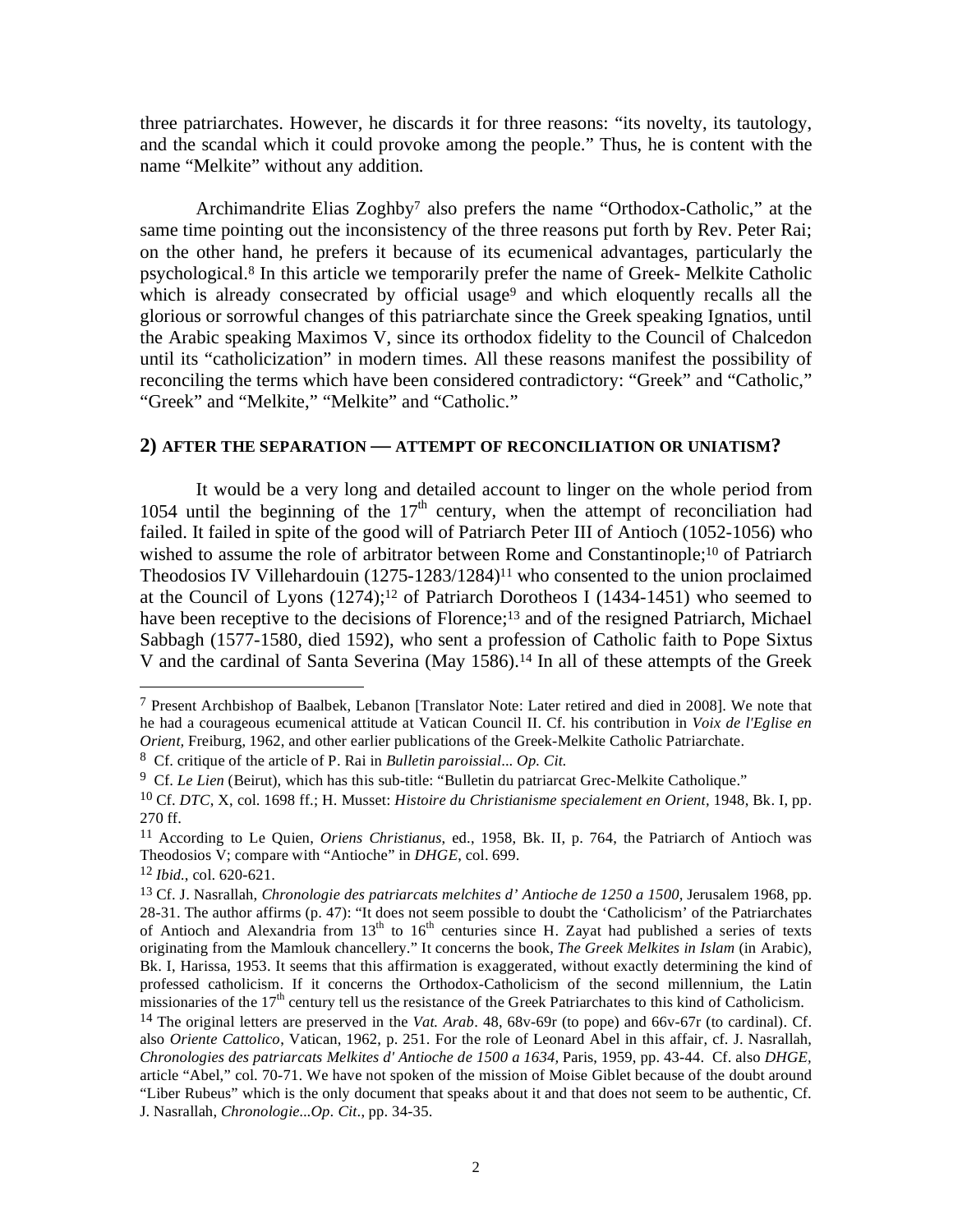three patriarchates. However, he discards it for three reasons: "its novelty, its tautology, and the scandal which it could provoke among the people." Thus, he is content with the name "Melkite" without any addition.

Archimandrite Elias Zoghby[7] also prefers the name "Orthodox-Catholic," at the same time pointing out the inconsistency of the three reasons put forth by Rev. Peter Rai; on the other hand, he prefers it because of its ecumenical advantages, particularly the psychological.[8] In this article we temporarily prefer the name of Greek- Melkite Catholic which is already consecrated by official usage[9] and which eloquently recalls all the glorious or sorrowful changes of this patriarchate since the Greek speaking Ignatios, until the Arabic speaking Maximos V, since its orthodox fidelity to the Council of Chalcedon until its "catholicization" in modern times. All these reasons manifest the possibility of reconciling the terms which have been considered contradictory: "Greek" and "Catholic," "Greek" and "Melkite," "Melkite" and "Catholic."

## 2) AFTER THE SEPARATION — ATTEMPT OF RECONCILIATION OR UNIATISM?

It would be a very long and detailed account to linger on the whole period from 1054 until the beginning of the 17th century, when the attempt of reconciliation had failed. It failed in spite of the good will of Patriarch Peter III of Antioch (1052-1056) who wished to assume the role of arbitrator between Rome and Constantinople;[10] of Patriarch Theodosios IV Villehardouin (1275-1283/1284)[11] who consented to the union proclaimed at the Council of Lyons (1274);[12] of Patriarch Dorotheos I (1434-1451) who seemed to have been receptive to the decisions of Florence;[13] and of the resigned Patriarch, Michael Sabbagh (1577-1580, died 1592), who sent a profession of Catholic faith to Pope Sixtus V and the cardinal of Santa Severina (May 1586).[14] In all of these attempts of the Greek

---

[7] Present Archbishop of Baalbek, Lebanon [Translator Note: Later retired and died in 2008]. We note that he had a courageous ecumenical attitude at Vatican Council II. Cf. his contribution in *Voix de l'Eglise en Orient*, Freiburg, 1962, and other earlier publications of the Greek-Melkite Catholic Patriarchate.

[8] Cf. critique of the article of P. Rai in *Bulletin paroissial... Op. Cit.*

[9] Cf. *Le Lien* (Beirut), which has this sub-title: "Bulletin du patriarcat Grec-Melkite Catholique."

[10] Cf. *DTC*, X, col. 1698 ff.; H. Musset: *Histoire du Christianisme specialement en Orient*, 1948, Bk. I, pp. 270 ff.

[11] According to Le Quien, *Oriens Christianus*, ed., 1958, Bk. II, p. 764, the Patriarch of Antioch was Theodosios V; compare with "Antioche" in *DHGE*, col. 699.

[12] *Ibid.*, col. 620-621.

[13] Cf. J. Nasrallah, *Chronologie des patriarcats melchites d' Antioche de 1250 a 1500*, Jerusalem 1968, pp. 28-31. The author affirms (p. 47): "It does not seem possible to doubt the 'Catholicism' of the Patriarchates of Antioch and Alexandria from 13th to 16th centuries since H. Zayat had published a series of texts originating from the Mamlouk chancellery." It concerns the book, *The Greek Melkites in Islam* (in Arabic), Bk. I, Harissa, 1953. It seems that this affirmation is exaggerated, without exactly determining the kind of professed catholicism. If it concerns the Orthodox-Catholicism of the second millennium, the Latin missionaries of the 17th century tell us the resistance of the Greek Patriarchates to this kind of Catholicism.

[14] The original letters are preserved in the *Vat. Arab*. 48, 68v-69r (to pope) and 66v-67r (to cardinal). Cf. also *Oriente Cattolico*, Vatican, 1962, p. 251. For the role of Leonard Abel in this affair, cf. J. Nasrallah, *Chronologies des patriarcats Melkites d' Antioche de 1500 a 1634*, Paris, 1959, pp. 43-44. Cf. also *DHGE*, article "Abel," col. 70-71. We have not spoken of the mission of Moise Giblet because of the doubt around "Liber Rubeus" which is the only document that speaks about it and that does not seem to be authentic, Cf. J. Nasrallah, *Chronologie...Op. Cit.*, pp. 34-35.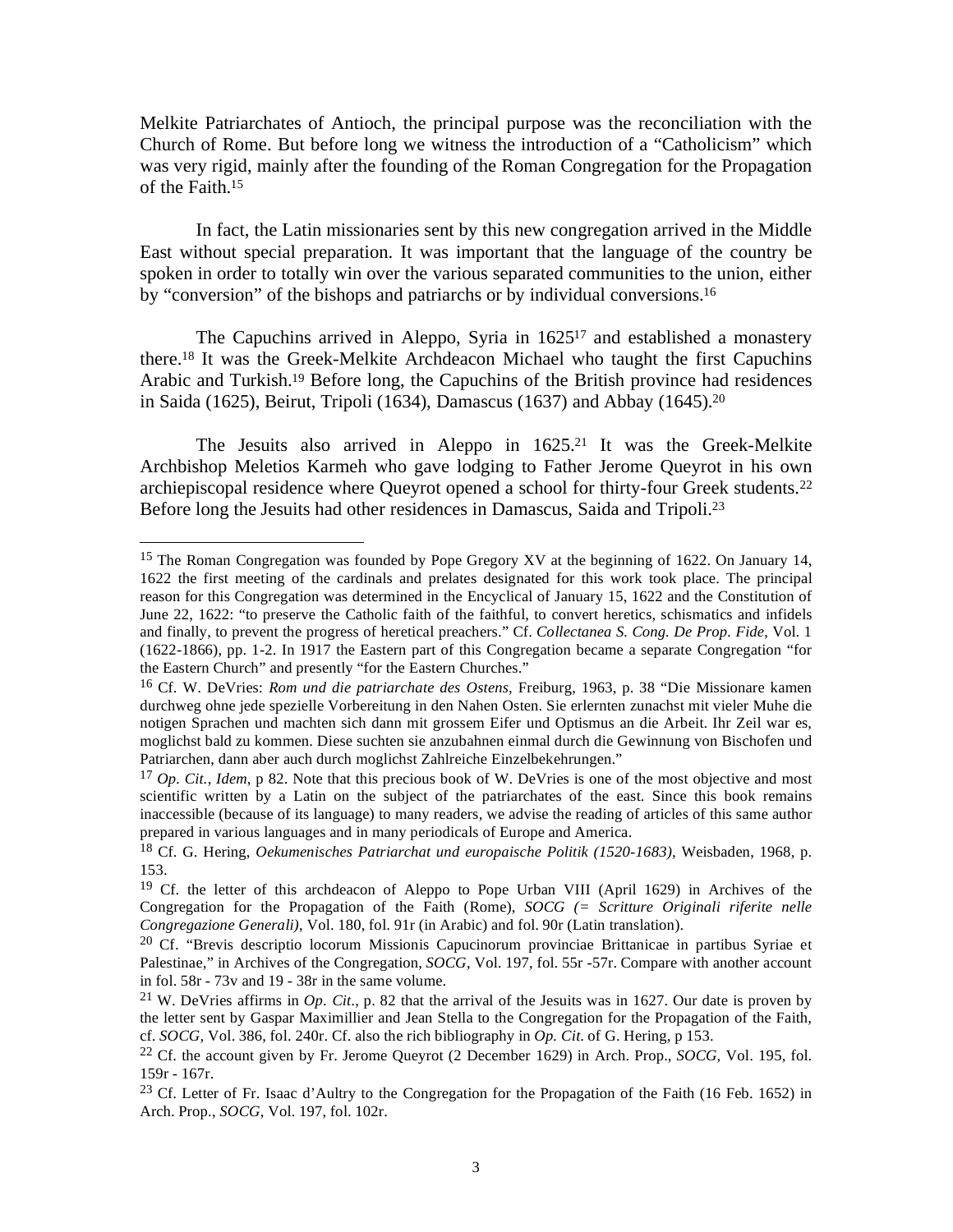Melkite Patriarchates of Antioch, the principal purpose was the reconciliation with the Church of Rome. But before long we witness the introduction of a "Catholicism" which was very rigid, mainly after the founding of the Roman Congregation for the Propagation of the Faith.[15]

In fact, the Latin missionaries sent by this new congregation arrived in the Middle East without special preparation. It was important that the language of the country be spoken in order to totally win over the various separated communities to the union, either by "conversion" of the bishops and patriarchs or by individual conversions.[16]

The Capuchins arrived in Aleppo, Syria in 1625[17] and established a monastery there.[18] It was the Greek-Melkite Archdeacon Michael who taught the first Capuchins Arabic and Turkish.[19] Before long, the Capuchins of the British province had residences in Saida (1625), Beirut, Tripoli (1634), Damascus (1637) and Abbay (1645).[20]

The Jesuits also arrived in Aleppo in 1625.[21] It was the Greek-Melkite Archbishop Meletios Karmeh who gave lodging to Father Jerome Queyrot in his own archiepiscopal residence where Queyrot opened a school for thirty-four Greek students.[22] Before long the Jesuits had other residences in Damascus, Saida and Tripoli.[23]

---

[15] The Roman Congregation was founded by Pope Gregory XV at the beginning of 1622. On January 14, 1622 the first meeting of the cardinals and prelates designated for this work took place. The principal reason for this Congregation was determined in the Encyclical of January 15, 1622 and the Constitution of June 22, 1622: "to preserve the Catholic faith of the faithful, to convert heretics, schismatics and infidels and finally, to prevent the progress of heretical preachers." Cf. *Collectanea S. Cong. De Prop. Fide*, Vol. 1 (1622-1866), pp. 1-2. In 1917 the Eastern part of this Congregation became a separate Congregation "for the Eastern Church" and presently "for the Eastern Churches."

[16] Cf. W. DeVries: *Rom und die patriarchate des Ostens*, Freiburg, 1963, p. 38 "Die Missionare kamen durchweg ohne jede spezielle Vorbereitung in den Nahen Osten. Sie erlernten zunachst mit vieler Muhe die notigen Sprachen und machten sich dann mit grossem Eifer und Optismus an die Arbeit. Ihr Zeil war es, moglichst bald zu kommen. Diese suchten sie anzubahnen einmal durch die Gewinnung von Bischofen und Patriarchen, dann aber auch durch moglichst Zahlreiche Einzelbekehrungen."

[17] *Op. Cit., Idem*, p 82. Note that this precious book of W. DeVries is one of the most objective and most scientific written by a Latin on the subject of the patriarchates of the east. Since this book remains inaccessible (because of its language) to many readers, we advise the reading of articles of this same author prepared in various languages and in many periodicals of Europe and America.

[18] Cf. G. Hering, *Oekumenisches Patriarchat und europaische Politik (1520-1683)*, Weisbaden, 1968, p. 153.

[19] Cf. the letter of this archdeacon of Aleppo to Pope Urban VIII (April 1629) in Archives of the Congregation for the Propagation of the Faith (Rome), *SOCG (= Scritture Originali riferite nelle Congregazione Generali)*, Vol. 180, fol. 91r (in Arabic) and fol. 90r (Latin translation).

[20] Cf. "Brevis descriptio locorum Missionis Capucinorum provinciae Brittanicae in partibus Syriae et Palestinae," in Archives of the Congregation, *SOCG*, Vol. 197, fol. 55r -57r. Compare with another account in fol. 58r - 73v and 19 - 38r in the same volume.

[21] W. DeVries affirms in *Op. Cit.*, p. 82 that the arrival of the Jesuits was in 1627. Our date is proven by the letter sent by Gaspar Maximillier and Jean Stella to the Congregation for the Propagation of the Faith, cf. *SOCG,* Vol. 386, fol. 240r. Cf. also the rich bibliography in *Op. Cit.* of G. Hering, p 153.

[22] Cf. the account given by Fr. Jerome Queyrot (2 December 1629) in Arch. Prop., *SOCG*, Vol. 195, fol. 159r - 167r.

[23] Cf. Letter of Fr. Isaac d'Aultry to the Congregation for the Propagation of the Faith (16 Feb. 1652) in Arch. Prop., *SOCG*, Vol. 197, fol. 102r.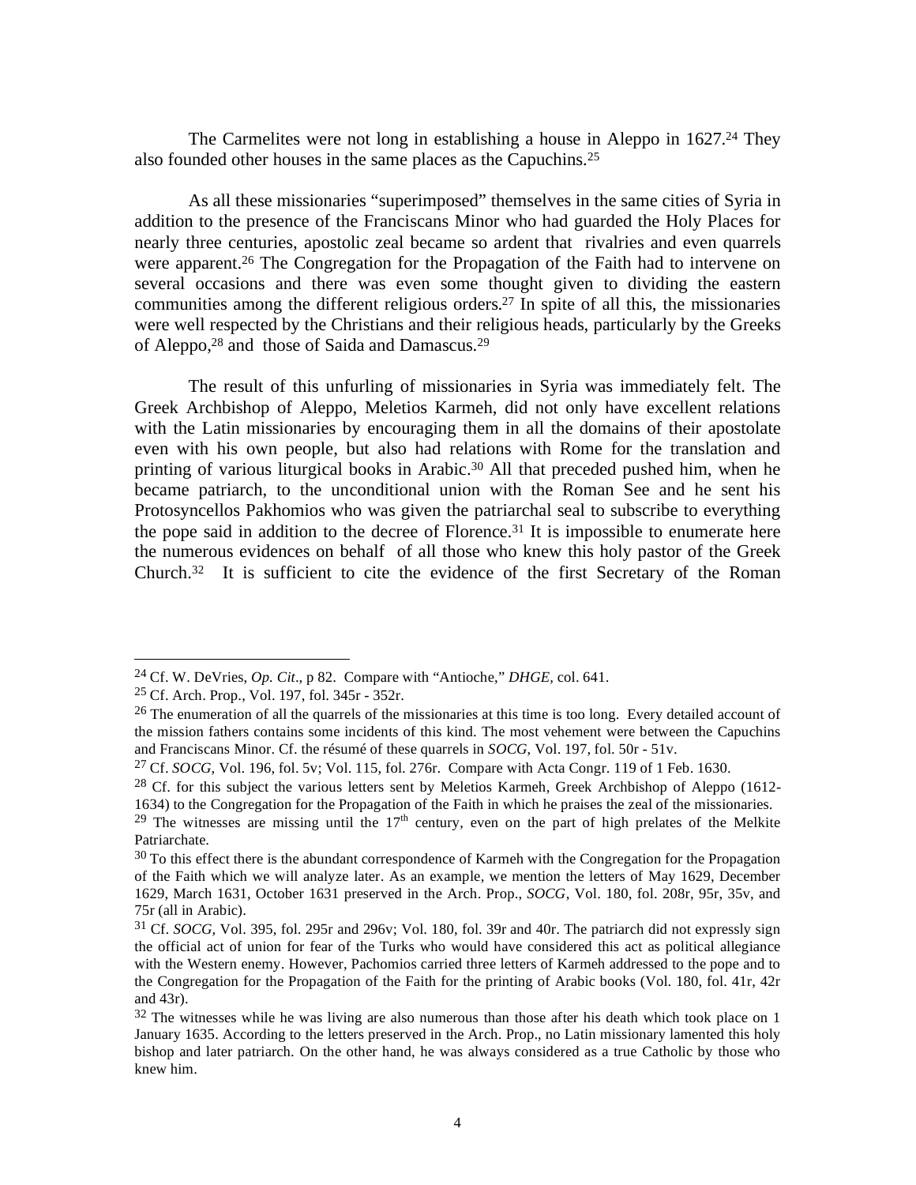The Carmelites were not long in establishing a house in Aleppo in 1627.[24] They also founded other houses in the same places as the Capuchins.[25]

As all these missionaries "superimposed" themselves in the same cities of Syria in addition to the presence of the Franciscans Minor who had guarded the Holy Places for nearly three centuries, apostolic zeal became so ardent that rivalries and even quarrels were apparent.[26] The Congregation for the Propagation of the Faith had to intervene on several occasions and there was even some thought given to dividing the eastern communities among the different religious orders.[27] In spite of all this, the missionaries were well respected by the Christians and their religious heads, particularly by the Greeks of Aleppo,[28] and those of Saida and Damascus.[29]

The result of this unfurling of missionaries in Syria was immediately felt. The Greek Archbishop of Aleppo, Meletios Karmeh, did not only have excellent relations with the Latin missionaries by encouraging them in all the domains of their apostolate even with his own people, but also had relations with Rome for the translation and printing of various liturgical books in Arabic.[30] All that preceded pushed him, when he became patriarch, to the unconditional union with the Roman See and he sent his Protosyncellos Pakhomios who was given the patriarchal seal to subscribe to everything the pope said in addition to the decree of Florence.[31] It is impossible to enumerate here the numerous evidences on behalf of all those who knew this holy pastor of the Greek Church.[32] It is sufficient to cite the evidence of the first Secretary of the Roman

---

[24] Cf. W. DeVries, *Op. Cit*., p 82. Compare with "Antioche," *DHGE*, col. 641.

[25] Cf. Arch. Prop., Vol. 197, fol. 345r - 352r.

[26] The enumeration of all the quarrels of the missionaries at this time is too long. Every detailed account of the mission fathers contains some incidents of this kind. The most vehement were between the Capuchins and Franciscans Minor. Cf. the résumé of these quarrels in *SOCG*, Vol. 197, fol. 50r - 51v.

[27] Cf. *SOCG*, Vol. 196, fol. 5v; Vol. 115, fol. 276r. Compare with Acta Congr. 119 of 1 Feb. 1630.

[28] Cf. for this subject the various letters sent by Meletios Karmeh, Greek Archbishop of Aleppo (1612-1634) to the Congregation for the Propagation of the Faith in which he praises the zeal of the missionaries.

[29] The witnesses are missing until the 17th century, even on the part of high prelates of the Melkite Patriarchate.

[30] To this effect there is the abundant correspondence of Karmeh with the Congregation for the Propagation of the Faith which we will analyze later. As an example, we mention the letters of May 1629, December 1629, March 1631, October 1631 preserved in the Arch. Prop., *SOCG*, Vol. 180, fol. 208r, 95r, 35v, and 75r (all in Arabic).

[31] Cf. *SOCG*, Vol. 395, fol. 295r and 296v; Vol. 180, fol. 39r and 40r. The patriarch did not expressly sign the official act of union for fear of the Turks who would have considered this act as political allegiance with the Western enemy. However, Pachomios carried three letters of Karmeh addressed to the pope and to the Congregation for the Propagation of the Faith for the printing of Arabic books (Vol. 180, fol. 41r, 42r and 43r).

[32] The witnesses while he was living are also numerous than those after his death which took place on 1 January 1635. According to the letters preserved in the Arch. Prop., no Latin missionary lamented this holy bishop and later patriarch. On the other hand, he was always considered as a true Catholic by those who knew him.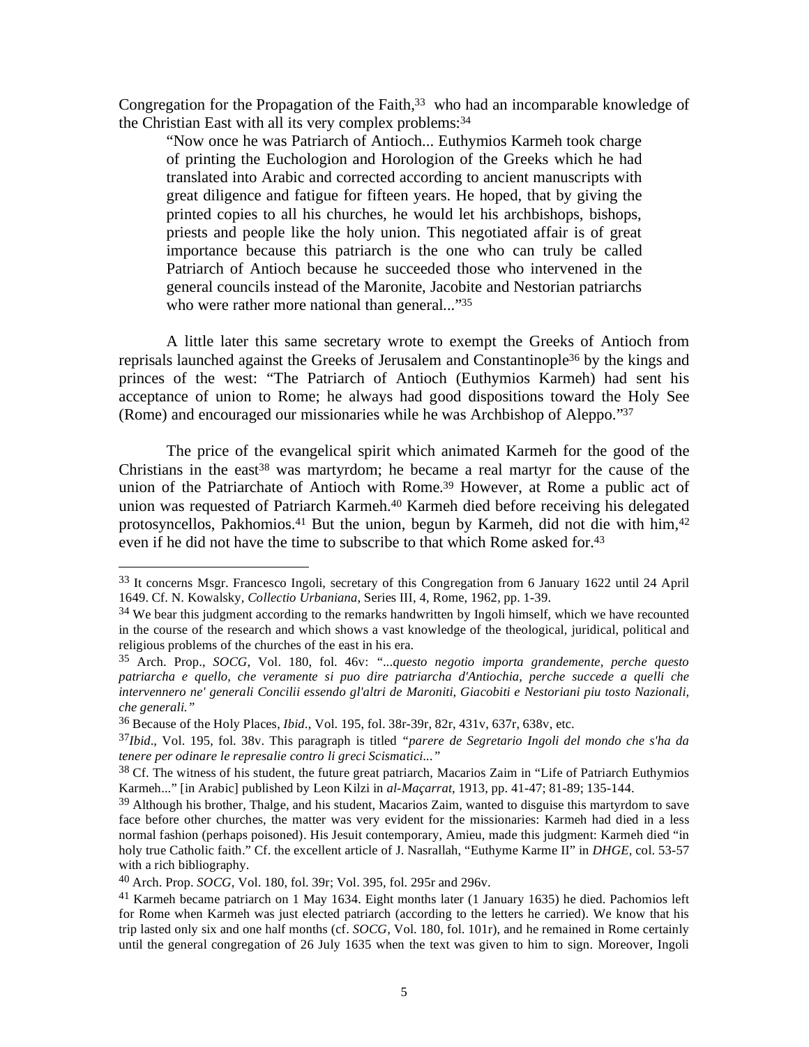Congregation for the Propagation of the Faith,[33] who had an incomparable knowledge of the Christian East with all its very complex problems:[34]

> "Now once he was Patriarch of Antioch... Euthymios Karmeh took charge of printing the Euchologion and Horologion of the Greeks which he had translated into Arabic and corrected according to ancient manuscripts with great diligence and fatigue for fifteen years. He hoped, that by giving the printed copies to all his churches, he would let his archbishops, bishops, priests and people like the holy union. This negotiated affair is of great importance because this patriarch is the one who can truly be called Patriarch of Antioch because he succeeded those who intervened in the general councils instead of the Maronite, Jacobite and Nestorian patriarchs who were rather more national than general..."[35]

A little later this same secretary wrote to exempt the Greeks of Antioch from reprisals launched against the Greeks of Jerusalem and Constantinople[36] by the kings and princes of the west: "The Patriarch of Antioch (Euthymios Karmeh) had sent his acceptance of union to Rome; he always had good dispositions toward the Holy See (Rome) and encouraged our missionaries while he was Archbishop of Aleppo."[37]

The price of the evangelical spirit which animated Karmeh for the good of the Christians in the east[38] was martyrdom; he became a real martyr for the cause of the union of the Patriarchate of Antioch with Rome.[39] However, at Rome a public act of union was requested of Patriarch Karmeh.[40] Karmeh died before receiving his delegated protosyncellos, Pakhomios.[41] But the union, begun by Karmeh, did not die with him,[42] even if he did not have the time to subscribe to that which Rome asked for.[43]

---

[33] It concerns Msgr. Francesco Ingoli, secretary of this Congregation from 6 January 1622 until 24 April 1649. Cf. N. Kowalsky, *Collectio Urbaniana*, Series III, 4, Rome, 1962, pp. 1-39.

[34] We bear this judgment according to the remarks handwritten by Ingoli himself, which we have recounted in the course of the research and which shows a vast knowledge of the theological, juridical, political and religious problems of the churches of the east in his era.

[35] Arch. Prop., *SOCG*, Vol. 180, fol. 46v: *"...questo negotio importa grandemente, perche questo patriarcha e quello, che veramente si puo dire patriarcha d'Antiochia, perche succede a quelli che intervennero ne' generali Concilii essendo gl'altri de Maroniti, Giacobiti e Nestoriani piu tosto Nazionali, che generali."*

[36] Because of the Holy Places, *Ibid.*, Vol. 195, fol. 38r-39r, 82r, 431v, 637r, 638v, etc.

[37] *Ibid*., Vol. 195, fol. 38v. This paragraph is titled *"parere de Segretario Ingoli del mondo che s'ha da tenere per odinare le represalie contro li greci Scismatici..."*

[38] Cf. The witness of his student, the future great patriarch, Macarios Zaim in "Life of Patriarch Euthymios Karmeh..." [in Arabic] published by Leon Kilzi in *al-Maçarrat*, 1913, pp. 41-47; 81-89; 135-144.

[39] Although his brother, Thalge, and his student, Macarios Zaim, wanted to disguise this martyrdom to save face before other churches, the matter was very evident for the missionaries: Karmeh had died in a less normal fashion (perhaps poisoned). His Jesuit contemporary, Amieu, made this judgment: Karmeh died "in holy true Catholic faith." Cf. the excellent article of J. Nasrallah, "Euthyme Karme II" in *DHGE*, col. 53-57 with a rich bibliography.

[40] Arch. Prop. *SOCG*, Vol. 180, fol. 39r; Vol. 395, fol. 295r and 296v.

[41] Karmeh became patriarch on 1 May 1634. Eight months later (1 January 1635) he died. Pachomios left for Rome when Karmeh was just elected patriarch (according to the letters he carried). We know that his trip lasted only six and one half months (cf. *SOCG,* Vol. 180, fol. 101r), and he remained in Rome certainly until the general congregation of 26 July 1635 when the text was given to him to sign. Moreover, Ingoli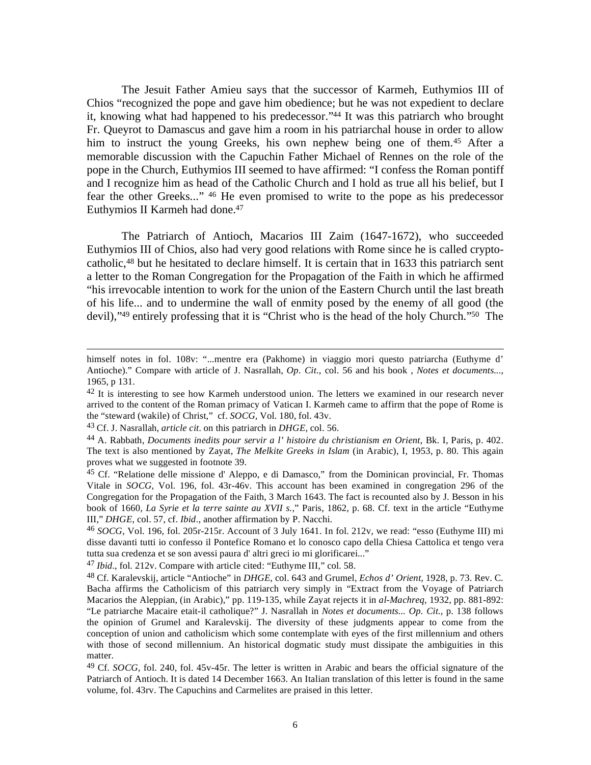The Jesuit Father Amieu says that the successor of Karmeh, Euthymios III of Chios "recognized the pope and gave him obedience; but he was not expedient to declare it, knowing what had happened to his predecessor."[44] It was this patriarch who brought Fr. Queyrot to Damascus and gave him a room in his patriarchal house in order to allow him to instruct the young Greeks, his own nephew being one of them.[45] After a memorable discussion with the Capuchin Father Michael of Rennes on the role of the pope in the Church, Euthymios III seemed to have affirmed: "I confess the Roman pontiff and I recognize him as head of the Catholic Church and I hold as true all his belief, but I fear the other Greeks..." [46] He even promised to write to the pope as his predecessor Euthymios II Karmeh had done.[47]

The Patriarch of Antioch, Macarios III Zaim (1647-1672), who succeeded Euthymios III of Chios, also had very good relations with Rome since he is called crypto-catholic,[48] but he hesitated to declare himself. It is certain that in 1633 this patriarch sent a letter to the Roman Congregation for the Propagation of the Faith in which he affirmed "his irrevocable intention to work for the union of the Eastern Church until the last breath of his life... and to undermine the wall of enmity posed by the enemy of all good (the devil),"[49] entirely professing that it is "Christ who is the head of the holy Church."[50] The

---

himself notes in fol. 108v: "...mentre era (Pakhome) in viaggio mori questo patriarcha (Euthyme d' Antioche)." Compare with article of J. Nasrallah, *Op. Cit.*, col. 56 and his book , *Notes et documents...,* 1965, p 131.

[42] It is interesting to see how Karmeh understood union. The letters we examined in our research never arrived to the content of the Roman primacy of Vatican I. Karmeh came to affirm that the pope of Rome is the "steward (wakile) of Christ," cf. *SOCG,* Vol. 180, fol. 43v.

[43] Cf. J. Nasrallah, *article cit*. on this patriarch in *DHGE,* col. 56.

[44] A. Rabbath, *Documents inedits pour servir a l' histoire du christianism en Orient*, Bk. I, Paris, p. 402. The text is also mentioned by Zayat, *The Melkite Greeks in Islam* (in Arabic), I, 1953, p. 80. This again proves what we suggested in footnote 39.

[45] Cf. "Relatione delle missione d' Aleppo, e di Damasco," from the Dominican provincial, Fr. Thomas Vitale in *SOCG,* Vol. 196, fol. 43r-46v. This account has been examined in congregation 296 of the Congregation for the Propagation of the Faith, 3 March 1643. The fact is recounted also by J. Besson in his book of 1660, *La Syrie et la terre sainte au XVII s.,*" Paris, 1862, p. 68. Cf. text in the article "Euthyme III," *DHGE,* col. 57, cf. *Ibid*., another affirmation by P. Nacchi.

[46] *SOCG*, Vol. 196, fol. 205r-215r. Account of 3 July 1641. In fol. 212v, we read: "esso (Euthyme III) mi disse davanti tutti io confesso il Pontefice Romano et lo conosco capo della Chiesa Cattolica et tengo vera tutta sua credenza et se son avessi paura d' altri greci io mi glorificarei..."

[47] *Ibid*., fol. 212v. Compare with article cited: "Euthyme III," col. 58.

[48] Cf. Karalevskij, article "Antioche" in *DHGE,* col. 643 and Grumel, *Echos d' Orient*, 1928, p. 73. Rev. C. Bacha affirms the Catholicism of this patriarch very simply in "Extract from the Voyage of Patriarch Macarios the Aleppian, (in Arabic)," pp. 119-135, while Zayat rejects it in *al-Machreq,* 1932, pp. 881-892: "Le patriarche Macaire etait-il catholique?" J. Nasrallah in *Notes et documents... Op. Cit.*, p. 138 follows the opinion of Grumel and Karalevskij. The diversity of these judgments appear to come from the conception of union and catholicism which some contemplate with eyes of the first millennium and others with those of second millennium. An historical dogmatic study must dissipate the ambiguities in this matter.

[49] Cf. *SOCG,* fol. 240, fol. 45v-45r. The letter is written in Arabic and bears the official signature of the Patriarch of Antioch. It is dated 14 December 1663. An Italian translation of this letter is found in the same volume, fol. 43rv. The Capuchins and Carmelites are praised in this letter.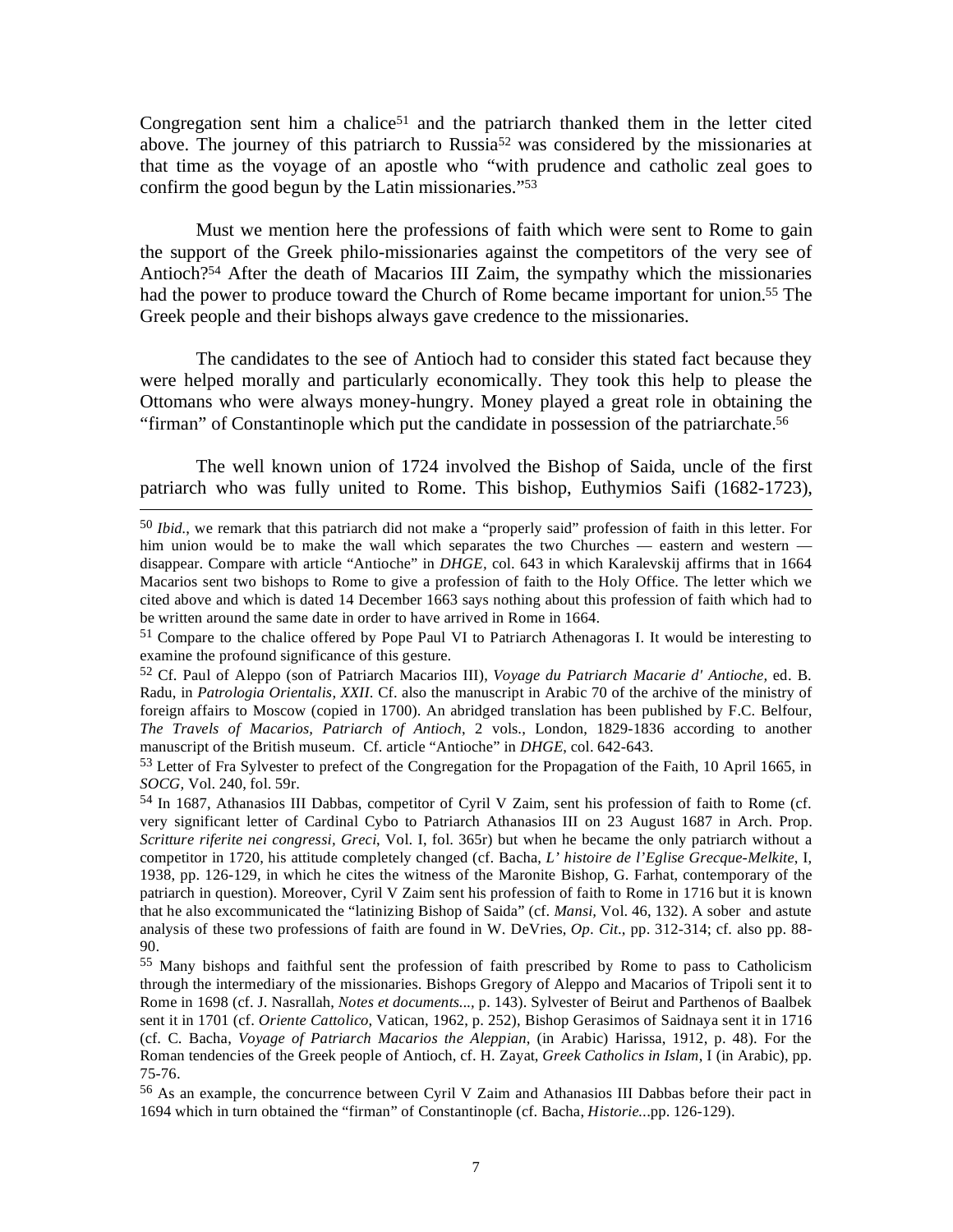Congregation sent him a chalice[51] and the patriarch thanked them in the letter cited above. The journey of this patriarch to Russia[52] was considered by the missionaries at that time as the voyage of an apostle who "with prudence and catholic zeal goes to confirm the good begun by the Latin missionaries."[53]

Must we mention here the professions of faith which were sent to Rome to gain the support of the Greek philo-missionaries against the competitors of the very see of Antioch?[54] After the death of Macarios III Zaim, the sympathy which the missionaries had the power to produce toward the Church of Rome became important for union.[55] The Greek people and their bishops always gave credence to the missionaries.

The candidates to the see of Antioch had to consider this stated fact because they were helped morally and particularly economically. They took this help to please the Ottomans who were always money-hungry. Money played a great role in obtaining the "firman" of Constantinople which put the candidate in possession of the patriarchate.[56]

The well known union of 1724 involved the Bishop of Saida, uncle of the first patriarch who was fully united to Rome. This bishop, Euthymios Saifi (1682-1723),

---

[50] *Ibid.*, we remark that this patriarch did not make a "properly said" profession of faith in this letter. For him union would be to make the wall which separates the two Churches — eastern and western — disappear. Compare with article "Antioche" in *DHGE*, col. 643 in which Karalevskij affirms that in 1664 Macarios sent two bishops to Rome to give a profession of faith to the Holy Office. The letter which we cited above and which is dated 14 December 1663 says nothing about this profession of faith which had to be written around the same date in order to have arrived in Rome in 1664.

[51] Compare to the chalice offered by Pope Paul VI to Patriarch Athenagoras I. It would be interesting to examine the profound significance of this gesture.

[52] Cf. Paul of Aleppo (son of Patriarch Macarios III), *Voyage du Patriarch Macarie d' Antioche*, ed. B. Radu, in *Patrologia Orientalis, XXII*. Cf. also the manuscript in Arabic 70 of the archive of the ministry of foreign affairs to Moscow (copied in 1700). An abridged translation has been published by F.C. Belfour, *The Travels of Macarios, Patriarch of Antioch*, 2 vols., London, 1829-1836 according to another manuscript of the British museum. Cf. article "Antioche" in *DHGE*, col. 642-643.

[53] Letter of Fra Sylvester to prefect of the Congregation for the Propagation of the Faith, 10 April 1665, in *SOCG*, Vol. 240, fol. 59r.

[54] In 1687, Athanasios III Dabbas, competitor of Cyril V Zaim, sent his profession of faith to Rome (cf. very significant letter of Cardinal Cybo to Patriarch Athanasios III on 23 August 1687 in Arch. Prop. *Scritture riferite nei congressi, Greci*, Vol. I, fol. 365r) but when he became the only patriarch without a competitor in 1720, his attitude completely changed (cf. Bacha, *L' histoire de l'Eglise Grecque-Melkite*, I, 1938, pp. 126-129, in which he cites the witness of the Maronite Bishop, G. Farhat, contemporary of the patriarch in question). Moreover, Cyril V Zaim sent his profession of faith to Rome in 1716 but it is known that he also excommunicated the "latinizing Bishop of Saida" (cf. *Mansi*, Vol. 46, 132). A sober and astute analysis of these two professions of faith are found in W. DeVries, *Op. Cit.*, pp. 312-314; cf. also pp. 88-90.

[55] Many bishops and faithful sent the profession of faith prescribed by Rome to pass to Catholicism through the intermediary of the missionaries. Bishops Gregory of Aleppo and Macarios of Tripoli sent it to Rome in 1698 (cf. J. Nasrallah, *Notes et documents...*, p. 143). Sylvester of Beirut and Parthenos of Baalbek sent it in 1701 (cf. *Oriente Cattolico*, Vatican, 1962, p. 252), Bishop Gerasimos of Saidnaya sent it in 1716 (cf. C. Bacha, *Voyage of Patriarch Macarios the Aleppian*, (in Arabic) Harissa, 1912, p. 48). For the Roman tendencies of the Greek people of Antioch, cf. H. Zayat, *Greek Catholics in Islam*, I (in Arabic), pp. 75-76.

[56] As an example, the concurrence between Cyril V Zaim and Athanasios III Dabbas before their pact in 1694 which in turn obtained the "firman" of Constantinople (cf. Bacha, *Historie*...pp. 126-129).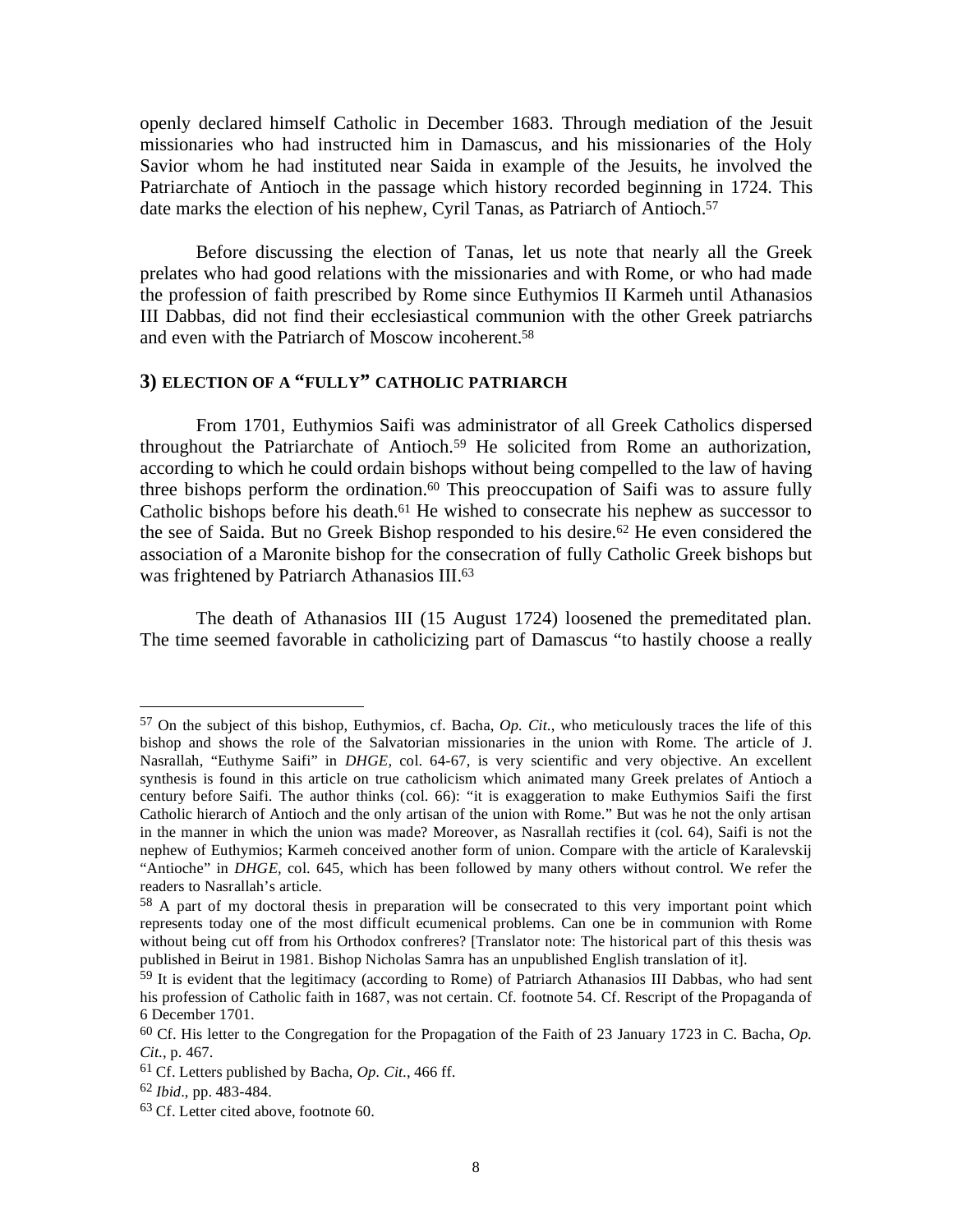openly declared himself Catholic in December 1683. Through mediation of the Jesuit missionaries who had instructed him in Damascus, and his missionaries of the Holy Savior whom he had instituted near Saida in example of the Jesuits, he involved the Patriarchate of Antioch in the passage which history recorded beginning in 1724. This date marks the election of his nephew, Cyril Tanas, as Patriarch of Antioch.[57]

Before discussing the election of Tanas, let us note that nearly all the Greek prelates who had good relations with the missionaries and with Rome, or who had made the profession of faith prescribed by Rome since Euthymios II Karmeh until Athanasios III Dabbas, did not find their ecclesiastical communion with the other Greek patriarchs and even with the Patriarch of Moscow incoherent.[58]

### 3) ELECTION OF A "FULLY" CATHOLIC PATRIARCH

From 1701, Euthymios Saifi was administrator of all Greek Catholics dispersed throughout the Patriarchate of Antioch.[59] He solicited from Rome an authorization, according to which he could ordain bishops without being compelled to the law of having three bishops perform the ordination.[60] This preoccupation of Saifi was to assure fully Catholic bishops before his death.[61] He wished to consecrate his nephew as successor to the see of Saida. But no Greek Bishop responded to his desire.[62] He even considered the association of a Maronite bishop for the consecration of fully Catholic Greek bishops but was frightened by Patriarch Athanasios III.[63]

The death of Athanasios III (15 August 1724) loosened the premeditated plan. The time seemed favorable in catholicizing part of Damascus "to hastily choose a really

---

[57] On the subject of this bishop, Euthymios, cf. Bacha, *Op. Cit.*, who meticulously traces the life of this bishop and shows the role of the Salvatorian missionaries in the union with Rome. The article of J. Nasrallah, "Euthyme Saifi" in *DHGE*, col. 64-67, is very scientific and very objective. An excellent synthesis is found in this article on true catholicism which animated many Greek prelates of Antioch a century before Saifi. The author thinks (col. 66): "it is exaggeration to make Euthymios Saifi the first Catholic hierarch of Antioch and the only artisan of the union with Rome." But was he not the only artisan in the manner in which the union was made? Moreover, as Nasrallah rectifies it (col. 64), Saifi is not the nephew of Euthymios; Karmeh conceived another form of union. Compare with the article of Karalevskij "Antioche" in *DHGE*, col. 645, which has been followed by many others without control. We refer the readers to Nasrallah's article.

[58] A part of my doctoral thesis in preparation will be consecrated to this very important point which represents today one of the most difficult ecumenical problems. Can one be in communion with Rome without being cut off from his Orthodox confreres? [Translator note: The historical part of this thesis was published in Beirut in 1981. Bishop Nicholas Samra has an unpublished English translation of it].

[59] It is evident that the legitimacy (according to Rome) of Patriarch Athanasios III Dabbas, who had sent his profession of Catholic faith in 1687, was not certain. Cf. footnote 54. Cf. Rescript of the Propaganda of 6 December 1701.

[60] Cf. His letter to the Congregation for the Propagation of the Faith of 23 January 1723 in C. Bacha, *Op. Cit.*, p. 467.

[61] Cf. Letters published by Bacha, *Op. Cit.*, 466 ff.

[62] *Ibid*., pp. 483-484.

[63] Cf. Letter cited above, footnote 60.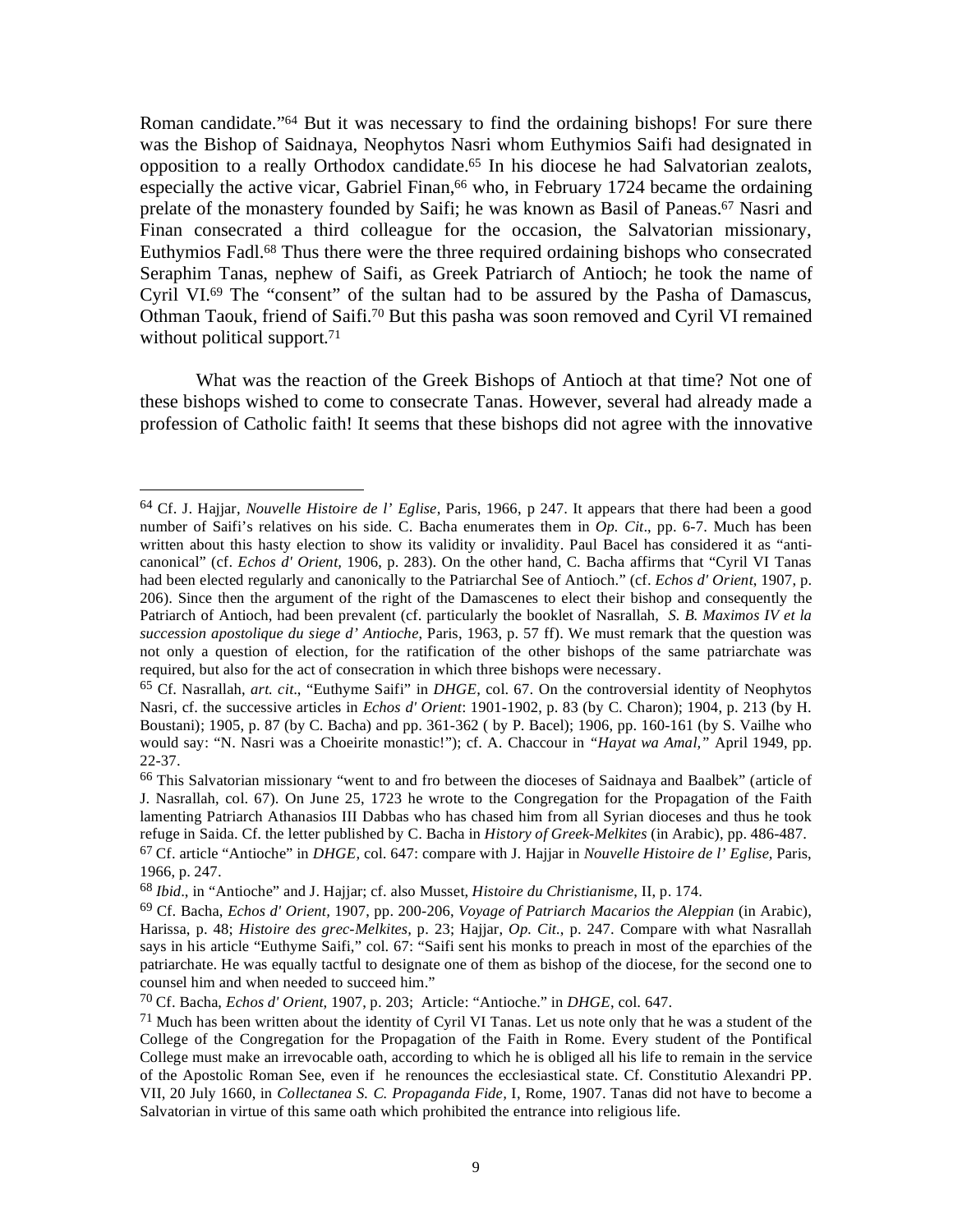Roman candidate."[64] But it was necessary to find the ordaining bishops! For sure there was the Bishop of Saidnaya, Neophytos Nasri whom Euthymios Saifi had designated in opposition to a really Orthodox candidate.[65] In his diocese he had Salvatorian zealots, especially the active vicar, Gabriel Finan,[66] who, in February 1724 became the ordaining prelate of the monastery founded by Saifi; he was known as Basil of Paneas.[67] Nasri and Finan consecrated a third colleague for the occasion, the Salvatorian missionary, Euthymios Fadl.[68] Thus there were the three required ordaining bishops who consecrated Seraphim Tanas, nephew of Saifi, as Greek Patriarch of Antioch; he took the name of Cyril VI.[69] The "consent" of the sultan had to be assured by the Pasha of Damascus, Othman Taouk, friend of Saifi.[70] But this pasha was soon removed and Cyril VI remained without political support.[71]

What was the reaction of the Greek Bishops of Antioch at that time? Not one of these bishops wished to come to consecrate Tanas. However, several had already made a profession of Catholic faith! It seems that these bishops did not agree with the innovative

---

[64] Cf. J. Hajjar, *Nouvelle Histoire de l' Eglise*, Paris, 1966, p 247. It appears that there had been a good number of Saifi's relatives on his side. C. Bacha enumerates them in *Op. Cit*., pp. 6-7. Much has been written about this hasty election to show its validity or invalidity. Paul Bacel has considered it as "anti-canonical" (cf. *Echos d' Orient*, 1906, p. 283). On the other hand, C. Bacha affirms that "Cyril VI Tanas had been elected regularly and canonically to the Patriarchal See of Antioch." (cf. *Echos d' Orient*, 1907, p. 206). Since then the argument of the right of the Damascenes to elect their bishop and consequently the Patriarch of Antioch, had been prevalent (cf. particularly the booklet of Nasrallah, *S. B. Maximos IV et la succession apostolique du siege d' Antioche*, Paris, 1963, p. 57 ff). We must remark that the question was not only a question of election, for the ratification of the other bishops of the same patriarchate was required, but also for the act of consecration in which three bishops were necessary.

[65] Cf. Nasrallah, *art. cit*., "Euthyme Saifi" in *DHGE*, col. 67. On the controversial identity of Neophytos Nasri, cf. the successive articles in *Echos d' Orient*: 1901-1902, p. 83 (by C. Charon); 1904, p. 213 (by H. Boustani); 1905, p. 87 (by C. Bacha) and pp. 361-362 ( by P. Bacel); 1906, pp. 160-161 (by S. Vailhe who would say: "N. Nasri was a Choeirite monastic!"); cf. A. Chaccour in *"Hayat wa Amal,"* April 1949, pp. 22-37.

[66] This Salvatorian missionary "went to and fro between the dioceses of Saidnaya and Baalbek" (article of J. Nasrallah, col. 67). On June 25, 1723 he wrote to the Congregation for the Propagation of the Faith lamenting Patriarch Athanasios III Dabbas who has chased him from all Syrian dioceses and thus he took refuge in Saida. Cf. the letter published by C. Bacha in *History of Greek-Melkites* (in Arabic), pp. 486-487.

[67] Cf. article "Antioche" in *DHGE,* col. 647: compare with J. Hajjar in *Nouvelle Histoire de l' Eglise*, Paris, 1966, p. 247.

[68] *Ibid*., in "Antioche" and J. Hajjar; cf. also Musset, *Histoire du Christianisme*, II, p. 174.

[69] Cf. Bacha, *Echos d' Orient,* 1907, pp. 200-206, *Voyage of Patriarch Macarios the Aleppian* (in Arabic), Harissa, p. 48; *Histoire des grec-Melkites*, p. 23; Hajjar, *Op. Cit*., p. 247. Compare with what Nasrallah says in his article "Euthyme Saifi," col. 67: "Saifi sent his monks to preach in most of the eparchies of the patriarchate. He was equally tactful to designate one of them as bishop of the diocese, for the second one to counsel him and when needed to succeed him."

[70] Cf. Bacha, *Echos d' Orient*, 1907, p. 203; Article: "Antioche." in *DHGE*, col. 647.

[71] Much has been written about the identity of Cyril VI Tanas. Let us note only that he was a student of the College of the Congregation for the Propagation of the Faith in Rome. Every student of the Pontifical College must make an irrevocable oath, according to which he is obliged all his life to remain in the service of the Apostolic Roman See, even if he renounces the ecclesiastical state. Cf. Constitutio Alexandri PP. VII, 20 July 1660, in *Collectanea S. C. Propaganda Fide,* I, Rome, 1907. Tanas did not have to become a Salvatorian in virtue of this same oath which prohibited the entrance into religious life.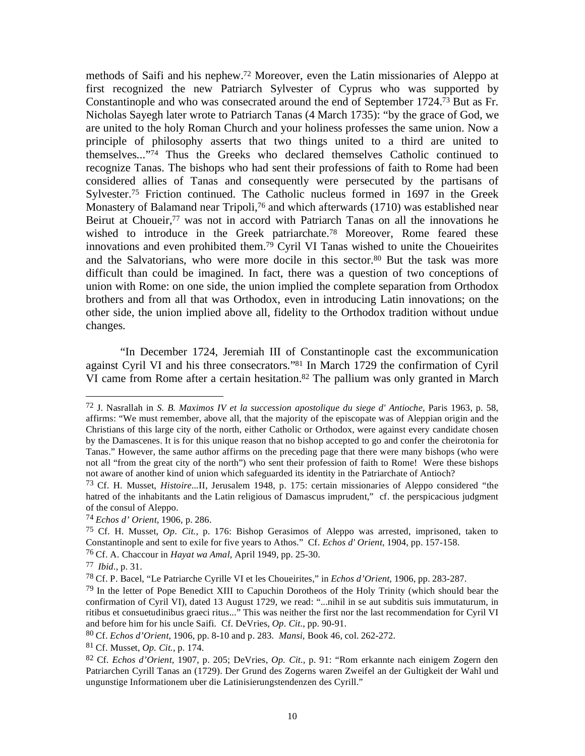methods of Saifi and his nephew.[72] Moreover, even the Latin missionaries of Aleppo at first recognized the new Patriarch Sylvester of Cyprus who was supported by Constantinople and who was consecrated around the end of September 1724.[73] But as Fr. Nicholas Sayegh later wrote to Patriarch Tanas (4 March 1735): "by the grace of God, we are united to the holy Roman Church and your holiness professes the same union. Now a principle of philosophy asserts that two things united to a third are united to themselves..."[74] Thus the Greeks who declared themselves Catholic continued to recognize Tanas. The bishops who had sent their professions of faith to Rome had been considered allies of Tanas and consequently were persecuted by the partisans of Sylvester.[75] Friction continued. The Catholic nucleus formed in 1697 in the Greek Monastery of Balamand near Tripoli,[76] and which afterwards (1710) was established near Beirut at Choueir,[77] was not in accord with Patriarch Tanas on all the innovations he wished to introduce in the Greek patriarchate.[78] Moreover, Rome feared these innovations and even prohibited them.[79] Cyril VI Tanas wished to unite the Choueirites and the Salvatorians, who were more docile in this sector.[80] But the task was more difficult than could be imagined. In fact, there was a question of two conceptions of union with Rome: on one side, the union implied the complete separation from Orthodox brothers and from all that was Orthodox, even in introducing Latin innovations; on the other side, the union implied above all, fidelity to the Orthodox tradition without undue changes.

"In December 1724, Jeremiah III of Constantinople cast the excommunication against Cyril VI and his three consecrators."[81] In March 1729 the confirmation of Cyril VI came from Rome after a certain hesitation.[82] The pallium was only granted in March

---

[72] J. Nasrallah in *S. B. Maximos IV et la succession apostolique du siege d' Antioche*, Paris 1963, p. 58, affirms: "We must remember, above all, that the majority of the episcopate was of Aleppian origin and the Christians of this large city of the north, either Catholic or Orthodox, were against every candidate chosen by the Damascenes. It is for this unique reason that no bishop accepted to go and confer the cheirotonia for Tanas." However, the same author affirms on the preceding page that there were many bishops (who were not all "from the great city of the north") who sent their profession of faith to Rome! Were these bishops not aware of another kind of union which safeguarded its identity in the Patriarchate of Antioch?

[73] Cf. H. Musset, *Histoire*...II, Jerusalem 1948, p. 175: certain missionaries of Aleppo considered "the hatred of the inhabitants and the Latin religious of Damascus imprudent," cf. the perspicacious judgment of the consul of Aleppo.

[74] *Echos d' Orient*, 1906, p. 286.

[75] Cf. H. Musset, *Op. Cit.*, p. 176: Bishop Gerasimos of Aleppo was arrested, imprisoned, taken to Constantinople and sent to exile for five years to Athos." Cf. *Echos d' Orient*, 1904, pp. 157-158.

[76] Cf. A. Chaccour in *Hayat wa Amal*, April 1949, pp. 25-30.

[77] *Ibid*., p. 31.

[78] Cf. P. Bacel, "Le Patriarche Cyrille VI et les Choueirites," in *Echos d'Orient*, 1906, pp. 283-287.

[79] In the letter of Pope Benedict XIII to Capuchin Dorotheos of the Holy Trinity (which should bear the confirmation of Cyril VI), dated 13 August 1729, we read: "...nihil in se aut subditis suis immutaturum, in ritibus et consuetudinibus graeci ritus..." This was neither the first nor the last recommendation for Cyril VI and before him for his uncle Saifi. Cf. DeVries, *Op. Cit.*, pp. 90-91.

[80] Cf. *Echos d'Orient*, 1906, pp. 8-10 and p. 283. *Mansi*, Book 46, col. 262-272.

[81] Cf. Musset, *Op. Cit.*, p. 174.

[82] Cf. *Echos d'Orient*, 1907, p. 205; DeVries, *Op. Cit*., p. 91: "Rom erkannte nach einigem Zogern den Patriarchen Cyrill Tanas an (1729). Der Grund des Zogerns waren Zweifel an der Gultigkeit der Wahl und ungunstige Informationem uber die Latinisierungstendenzen des Cyrill."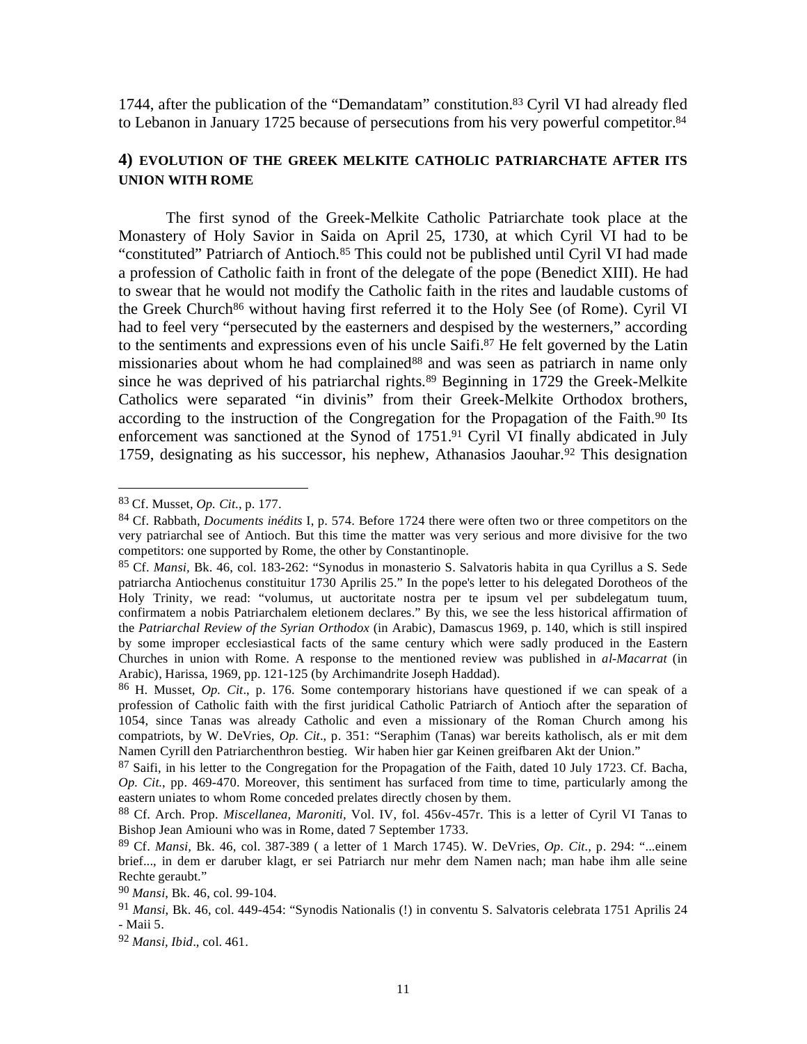1744, after the publication of the "Demandatam" constitution.[83] Cyril VI had already fled to Lebanon in January 1725 because of persecutions from his very powerful competitor.[84]

### 4) EVOLUTION OF THE GREEK MELKITE CATHOLIC PATRIARCHATE AFTER ITS UNION WITH ROME

The first synod of the Greek-Melkite Catholic Patriarchate took place at the Monastery of Holy Savior in Saida on April 25, 1730, at which Cyril VI had to be "constituted" Patriarch of Antioch.[85] This could not be published until Cyril VI had made a profession of Catholic faith in front of the delegate of the pope (Benedict XIII). He had to swear that he would not modify the Catholic faith in the rites and laudable customs of the Greek Church[86] without having first referred it to the Holy See (of Rome). Cyril VI had to feel very "persecuted by the easterners and despised by the westerners," according to the sentiments and expressions even of his uncle Saifi.[87] He felt governed by the Latin missionaries about whom he had complained[88] and was seen as patriarch in name only since he was deprived of his patriarchal rights.[89] Beginning in 1729 the Greek-Melkite Catholics were separated "in divinis" from their Greek-Melkite Orthodox brothers, according to the instruction of the Congregation for the Propagation of the Faith.[90] Its enforcement was sanctioned at the Synod of 1751.[91] Cyril VI finally abdicated in July 1759, designating as his successor, his nephew, Athanasios Jaouhar.[92] This designation

---

[83] Cf. Musset, *Op. Cit.*, p. 177.

[84] Cf. Rabbath, *Documents inédits* I, p. 574. Before 1724 there were often two or three competitors on the very patriarchal see of Antioch. But this time the matter was very serious and more divisive for the two competitors: one supported by Rome, the other by Constantinople.

[85] Cf. *Mansi*, Bk. 46, col. 183-262: "Synodus in monasterio S. Salvatoris habita in qua Cyrillus a S. Sede patriarcha Antiochenus constituitur 1730 Aprilis 25." In the pope's letter to his delegated Dorotheos of the Holy Trinity, we read: "volumus, ut auctoritate nostra per te ipsum vel per subdelegatum tuum, confirmatem a nobis Patriarchalem eletionem declares." By this, we see the less historical affirmation of the *Patriarchal Review of the Syrian Orthodox* (in Arabic), Damascus 1969, p. 140, which is still inspired by some improper ecclesiastical facts of the same century which were sadly produced in the Eastern Churches in union with Rome. A response to the mentioned review was published in *al-Macarrat* (in Arabic), Harissa, 1969, pp. 121-125 (by Archimandrite Joseph Haddad).

[86] H. Musset, *Op. Cit*., p. 176. Some contemporary historians have questioned if we can speak of a profession of Catholic faith with the first juridical Catholic Patriarch of Antioch after the separation of 1054, since Tanas was already Catholic and even a missionary of the Roman Church among his compatriots, by W. DeVries, *Op. Cit*., p. 351: "Seraphim (Tanas) war bereits katholisch, als er mit dem Namen Cyrill den Patriarchenthron bestieg. Wir haben hier gar Keinen greifbaren Akt der Union."

[87] Saifi, in his letter to the Congregation for the Propagation of the Faith, dated 10 July 1723. Cf. Bacha, *Op. Cit.*, pp. 469-470. Moreover, this sentiment has surfaced from time to time, particularly among the eastern uniates to whom Rome conceded prelates directly chosen by them.

[88] Cf. Arch. Prop. *Miscellanea, Maroniti,* Vol. IV, fol. 456v-457r. This is a letter of Cyril VI Tanas to Bishop Jean Amiouni who was in Rome, dated 7 September 1733.

[89] Cf. *Mansi,* Bk. 46, col. 387-389 ( a letter of 1 March 1745). W. DeVries, *Op. Cit.,* p. 294: "...einem brief..., in dem er daruber klagt, er sei Patriarch nur mehr dem Namen nach; man habe ihm alle seine Rechte geraubt."

[90] *Mansi*, Bk. 46, col. 99-104.

[91] *Mansi*, Bk. 46, col. 449-454: "Synodis Nationalis (!) in conventu S. Salvatoris celebrata 1751 Aprilis 24 - Maii 5.

[92] *Mansi, Ibid*., col. 461.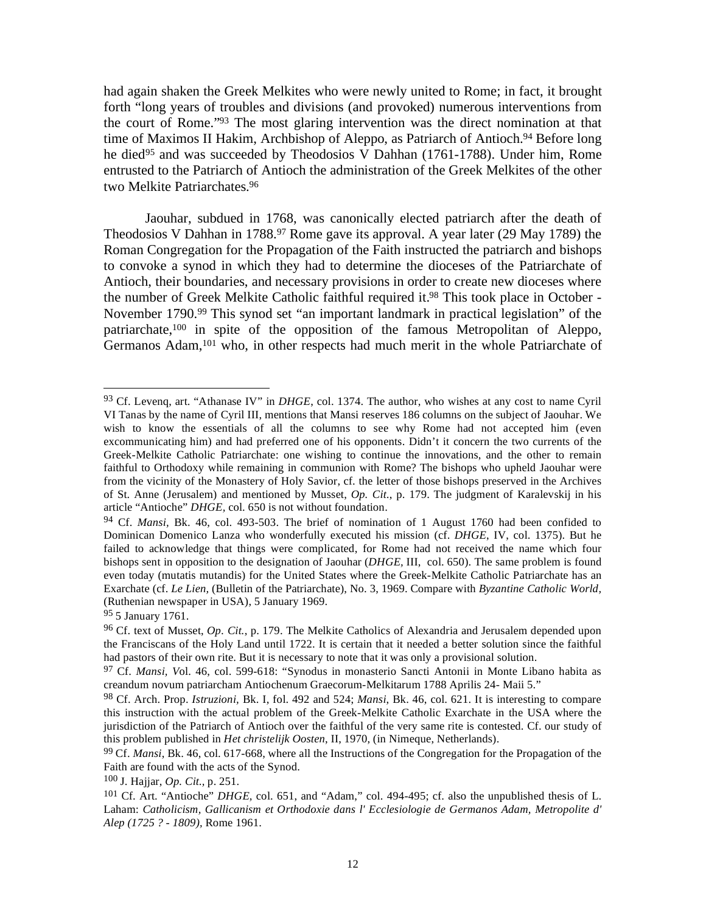had again shaken the Greek Melkites who were newly united to Rome; in fact, it brought forth "long years of troubles and divisions (and provoked) numerous interventions from the court of Rome."[93] The most glaring intervention was the direct nomination at that time of Maximos II Hakim, Archbishop of Aleppo, as Patriarch of Antioch.[94] Before long he died[95] and was succeeded by Theodosios V Dahhan (1761-1788). Under him, Rome entrusted to the Patriarch of Antioch the administration of the Greek Melkites of the other two Melkite Patriarchates.[96]

Jaouhar, subdued in 1768, was canonically elected patriarch after the death of Theodosios V Dahhan in 1788.[97] Rome gave its approval. A year later (29 May 1789) the Roman Congregation for the Propagation of the Faith instructed the patriarch and bishops to convoke a synod in which they had to determine the dioceses of the Patriarchate of Antioch, their boundaries, and necessary provisions in order to create new dioceses where the number of Greek Melkite Catholic faithful required it.[98] This took place in October - November 1790.[99] This synod set "an important landmark in practical legislation" of the patriarchate,[100] in spite of the opposition of the famous Metropolitan of Aleppo, Germanos Adam,[101] who, in other respects had much merit in the whole Patriarchate of

---

[93] Cf. Levenq, art. "Athanase IV" in *DHGE*, col. 1374. The author, who wishes at any cost to name Cyril VI Tanas by the name of Cyril III, mentions that Mansi reserves 186 columns on the subject of Jaouhar. We wish to know the essentials of all the columns to see why Rome had not accepted him (even excommunicating him) and had preferred one of his opponents. Didn't it concern the two currents of the Greek-Melkite Catholic Patriarchate: one wishing to continue the innovations, and the other to remain faithful to Orthodoxy while remaining in communion with Rome? The bishops who upheld Jaouhar were from the vicinity of the Monastery of Holy Savior, cf. the letter of those bishops preserved in the Archives of St. Anne (Jerusalem) and mentioned by Musset, *Op. Cit.*, p. 179. The judgment of Karalevskij in his article "Antioche" *DHGE*, col. 650 is not without foundation.

[94] Cf. *Mansi*, Bk. 46, col. 493-503. The brief of nomination of 1 August 1760 had been confided to Dominican Domenico Lanza who wonderfully executed his mission (cf. *DHGE*, IV, col. 1375). But he failed to acknowledge that things were complicated, for Rome had not received the name which four bishops sent in opposition to the designation of Jaouhar (*DHGE*, III, col. 650). The same problem is found even today (mutatis mutandis) for the United States where the Greek-Melkite Catholic Patriarchate has an Exarchate (cf. *Le Lien*, (Bulletin of the Patriarchate), No. 3, 1969. Compare with *Byzantine Catholic World*, (Ruthenian newspaper in USA), 5 January 1969.

[95] 5 January 1761.

[96] Cf. text of Musset, *Op. Cit.*, p. 179. The Melkite Catholics of Alexandria and Jerusalem depended upon the Franciscans of the Holy Land until 1722. It is certain that it needed a better solution since the faithful had pastors of their own rite. But it is necessary to note that it was only a provisional solution.

[97] Cf. *Mansi*, Vol. 46, col. 599-618: "Synodus in monasterio Sancti Antonii in Monte Libano habita as creandum novum patriarcham Antiochenum Graecorum-Melkitarum 1788 Aprilis 24- Maii 5."

[98] Cf. Arch. Prop. *Istruzioni*, Bk. I, fol. 492 and 524; *Mansi*, Bk. 46, col. 621. It is interesting to compare this instruction with the actual problem of the Greek-Melkite Catholic Exarchate in the USA where the jurisdiction of the Patriarch of Antioch over the faithful of the very same rite is contested. Cf. our study of this problem published in *Het christelijk Oosten*, II, 1970, (in Nimeque, Netherlands).

[99] Cf. *Mansi*, Bk. 46, col. 617-668, where all the Instructions of the Congregation for the Propagation of the Faith are found with the acts of the Synod.

[100] J. Hajjar, *Op. Cit.*, p. 251.

[101] Cf. Art. "Antioche" *DHGE*, col. 651, and "Adam," col. 494-495; cf. also the unpublished thesis of L. Laham: *Catholicism, Gallicanisme et Orthodoxie dans l' Ecclesiologie de Germanos Adam, Metropolite d' Alep (1725 ? - 1809)*, Rome 1961.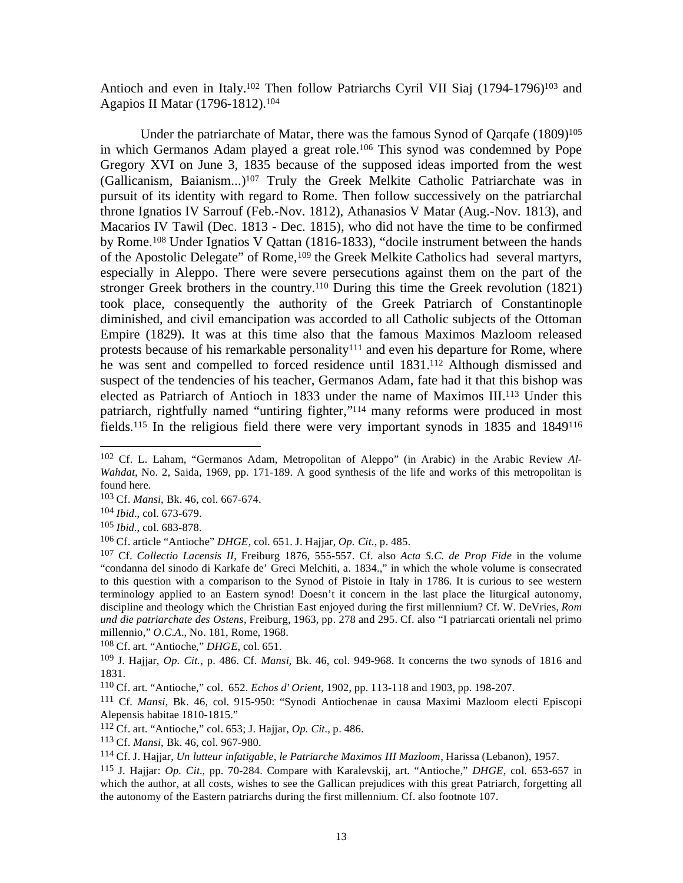Antioch and even in Italy.[102] Then follow Patriarchs Cyril VII Siaj (1794-1796)[103] and Agapios II Matar (1796-1812).[104]

Under the patriarchate of Matar, there was the famous Synod of Qarqafe (1809)[105] in which Germanos Adam played a great role.[106] This synod was condemned by Pope Gregory XVI on June 3, 1835 because of the supposed ideas imported from the west (Gallicanism, Baianism...)[107] Truly the Greek Melkite Catholic Patriarchate was in pursuit of its identity with regard to Rome. Then follow successively on the patriarchal throne Ignatios IV Sarrouf (Feb.-Nov. 1812), Athanasios V Matar (Aug.-Nov. 1813), and Macarios IV Tawil (Dec. 1813 - Dec. 1815), who did not have the time to be confirmed by Rome.[108] Under Ignatios V Qattan (1816-1833), "docile instrument between the hands of the Apostolic Delegate" of Rome,[109] the Greek Melkite Catholics had several martyrs, especially in Aleppo. There were severe persecutions against them on the part of the stronger Greek brothers in the country.[110] During this time the Greek revolution (1821) took place, consequently the authority of the Greek Patriarch of Constantinople diminished, and civil emancipation was accorded to all Catholic subjects of the Ottoman Empire (1829). It was at this time also that the famous Maximos Mazloom released protests because of his remarkable personality[111] and even his departure for Rome, where he was sent and compelled to forced residence until 1831.[112] Although dismissed and suspect of the tendencies of his teacher, Germanos Adam, fate had it that this bishop was elected as Patriarch of Antioch in 1833 under the name of Maximos III.[113] Under this patriarch, rightfully named "untiring fighter,"[114] many reforms were produced in most fields.[115] In the religious field there were very important synods in 1835 and 1849[116]

---

[102] Cf. L. Laham, "Germanos Adam, Metropolitan of Aleppo" (in Arabic) in the Arabic Review *Al-Wahdat,* No. 2, Saida, 1969, pp. 171-189. A good synthesis of the life and works of this metropolitan is found here.

[103] Cf. *Mansi,* Bk. 46, col. 667-674.

[104] *Ibid*., col. 673-679.

[105] *Ibid.,* col. 683-878.

[106] Cf. article "Antioche" *DHGE,* col. 651. J. Hajjar, *Op. Cit.,* p. 485.

[107] Cf. *Collectio Lacensis II,* Freiburg 1876, 555-557. Cf. also *Acta S.C. de Prop Fide* in the volume "condanna del sinodo di Karkafe de' Greci Melchiti, a. 1834.," in which the whole volume is consecrated to this question with a comparison to the Synod of Pistoie in Italy in 1786. It is curious to see western terminology applied to an Eastern synod! Doesn't it concern in the last place the liturgical autonomy, discipline and theology which the Christian East enjoyed during the first millennium? Cf. W. DeVries, *Rom und die patriarchate des Ostens*, Freiburg, 1963, pp. 278 and 295. Cf. also "I patriarcati orientali nel primo millennio," *O.C.A*., No. 181, Rome, 1968.

[108] Cf. art. "Antioche," *DHGE,* col. 651.

[109] J. Hajjar, *Op. Cit.,* p. 486. Cf. *Mansi,* Bk. 46, col. 949-968. It concerns the two synods of 1816 and 1831.

[110] Cf. art. "Antioche," col. 652. *Echos d' Orient,* 1902, pp. 113-118 and 1903, pp. 198-207.

[111] Cf. *Mansi,* Bk. 46, col. 915-950: "Synodi Antiochenae in causa Maximi Mazloom electi Episcopi Alepensis habitae 1810-1815."

[112] Cf. art. "Antioche," col. 653; J. Hajjar, *Op. Cit.,* p. 486.

[113] Cf. *Mansi*, Bk. 46, col. 967-980.

[114] Cf. J. Hajjar, *Un lutteur infatigable, le Patriarche Maximos III Mazloom,* Harissa (Lebanon), 1957.

[115] J. Hajjar: *Op. Cit.,* pp. 70-284. Compare with Karalevskij, art. "Antioche," *DHGE,* col. 653-657 in which the author, at all costs, wishes to see the Gallican prejudices with this great Patriarch, forgetting all the autonomy of the Eastern patriarchs during the first millennium. Cf. also footnote 107.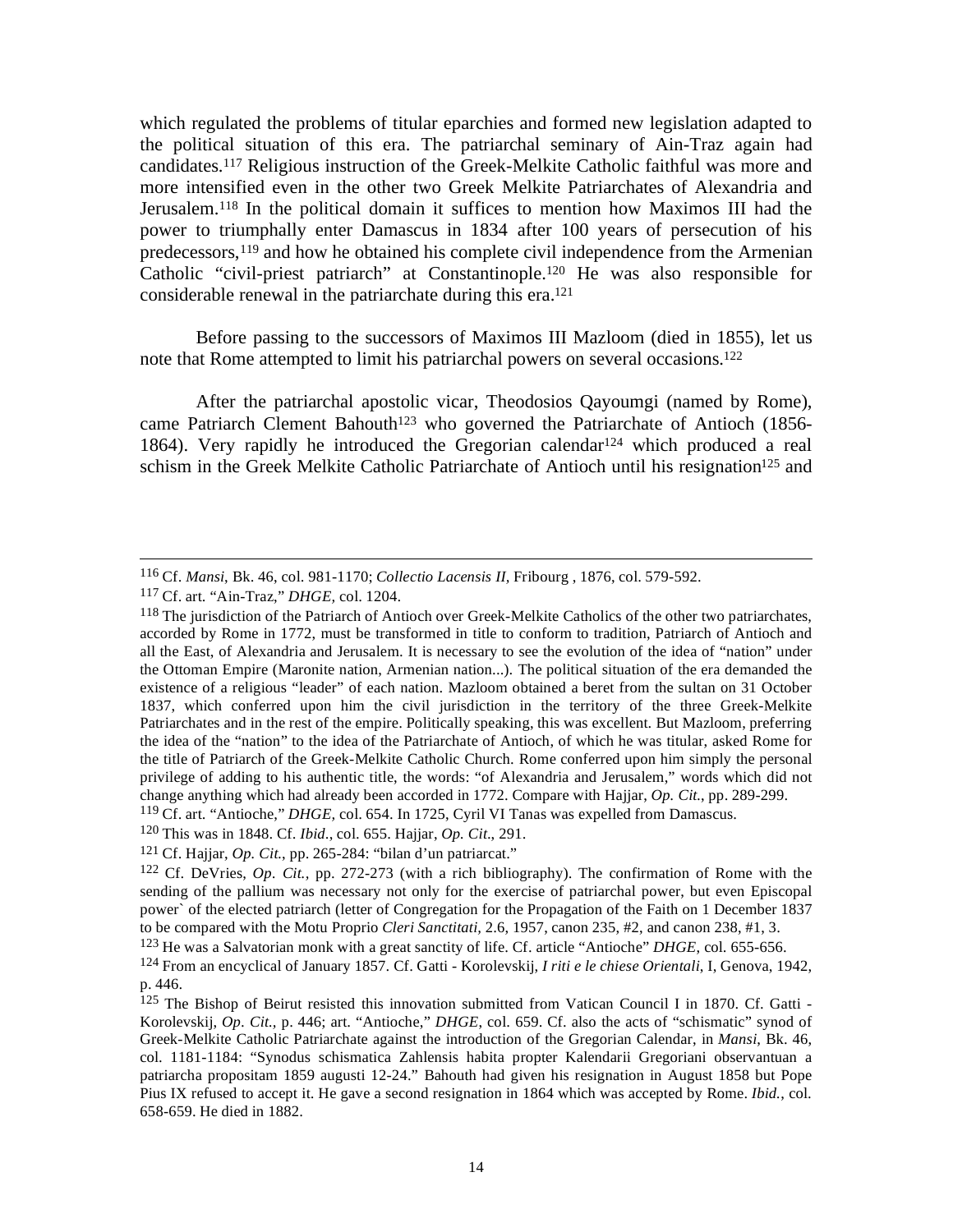which regulated the problems of titular eparchies and formed new legislation adapted to the political situation of this era. The patriarchal seminary of Ain-Traz again had candidates.[117] Religious instruction of the Greek-Melkite Catholic faithful was more and more intensified even in the other two Greek Melkite Patriarchates of Alexandria and Jerusalem.[118] In the political domain it suffices to mention how Maximos III had the power to triumphally enter Damascus in 1834 after 100 years of persecution of his predecessors,[119] and how he obtained his complete civil independence from the Armenian Catholic "civil-priest patriarch" at Constantinople.[120] He was also responsible for considerable renewal in the patriarchate during this era.[121]

Before passing to the successors of Maximos III Mazloom (died in 1855), let us note that Rome attempted to limit his patriarchal powers on several occasions.[122]

After the patriarchal apostolic vicar, Theodosios Qayoumgi (named by Rome), came Patriarch Clement Bahouth[123] who governed the Patriarchate of Antioch (1856-1864). Very rapidly he introduced the Gregorian calendar[124] which produced a real schism in the Greek Melkite Catholic Patriarchate of Antioch until his resignation[125] and

---

[116] Cf. *Mansi*, Bk. 46, col. 981-1170; *Collectio Lacensis II*, Fribourg , 1876, col. 579-592.

[117] Cf. art. "Ain-Traz," *DHGE*, col. 1204.

[118] The jurisdiction of the Patriarch of Antioch over Greek-Melkite Catholics of the other two patriarchates, accorded by Rome in 1772, must be transformed in title to conform to tradition, Patriarch of Antioch and all the East, of Alexandria and Jerusalem. It is necessary to see the evolution of the idea of "nation" under the Ottoman Empire (Maronite nation, Armenian nation...). The political situation of the era demanded the existence of a religious "leader" of each nation. Mazloom obtained a beret from the sultan on 31 October 1837, which conferred upon him the civil jurisdiction in the territory of the three Greek-Melkite Patriarchates and in the rest of the empire. Politically speaking, this was excellent. But Mazloom, preferring the idea of the "nation" to the idea of the Patriarchate of Antioch, of which he was titular, asked Rome for the title of Patriarch of the Greek-Melkite Catholic Church. Rome conferred upon him simply the personal privilege of adding to his authentic title, the words: "of Alexandria and Jerusalem," words which did not change anything which had already been accorded in 1772. Compare with Hajjar, *Op. Cit.*, pp. 289-299.

[119] Cf. art. "Antioche," *DHGE*, col. 654. In 1725, Cyril VI Tanas was expelled from Damascus.

[120] This was in 1848. Cf. *Ibid.*, col. 655. Hajjar, *Op. Cit*., 291.

[121] Cf. Hajjar, *Op. Cit.*, pp. 265-284: "bilan d'un patriarcat."

[122] Cf. DeVries, *Op. Cit.*, pp. 272-273 (with a rich bibliography). The confirmation of Rome with the sending of the pallium was necessary not only for the exercise of patriarchal power, but even Episcopal power` of the elected patriarch (letter of Congregation for the Propagation of the Faith on 1 December 1837 to be compared with the Motu Proprio *Cleri Sanctitati*, 2.6, 1957, canon 235, #2, and canon 238, #1, 3.

[123] He was a Salvatorian monk with a great sanctity of life. Cf. article "Antioche" *DHGE*, col. 655-656.

[124] From an encyclical of January 1857. Cf. Gatti - Korolevskij, *I riti e le chiese Orientali*, I, Genova, 1942, p. 446.

[125] The Bishop of Beirut resisted this innovation submitted from Vatican Council I in 1870. Cf. Gatti - Korolevskij, *Op. Cit.*, p. 446; art. "Antioche," *DHGE*, col. 659. Cf. also the acts of "schismatic" synod of Greek-Melkite Catholic Patriarchate against the introduction of the Gregorian Calendar, in *Mansi*, Bk. 46, col. 1181-1184: "Synodus schismatica Zahlensis habita propter Kalendarii Gregoriani observantuan a patriarcha propositam 1859 augusti 12-24." Bahouth had given his resignation in August 1858 but Pope Pius IX refused to accept it. He gave a second resignation in 1864 which was accepted by Rome. *Ibid.*, col. 658-659. He died in 1882.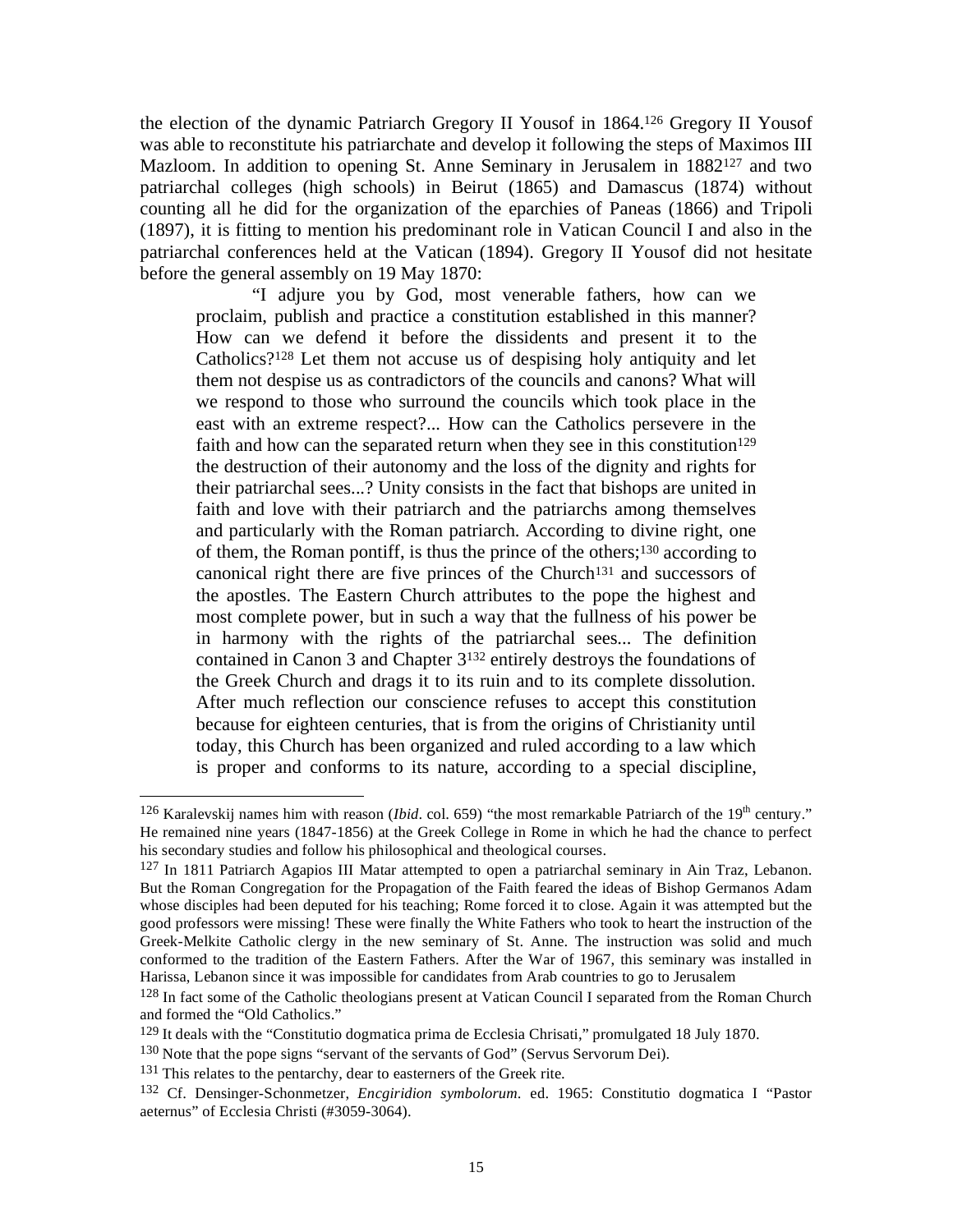the election of the dynamic Patriarch Gregory II Yousof in 1864.[126] Gregory II Yousof was able to reconstitute his patriarchate and develop it following the steps of Maximos III Mazloom. In addition to opening St. Anne Seminary in Jerusalem in 1882[127] and two patriarchal colleges (high schools) in Beirut (1865) and Damascus (1874) without counting all he did for the organization of the eparchies of Paneas (1866) and Tripoli (1897), it is fitting to mention his predominant role in Vatican Council I and also in the patriarchal conferences held at the Vatican (1894). Gregory II Yousof did not hesitate before the general assembly on 19 May 1870:

> "I adjure you by God, most venerable fathers, how can we proclaim, publish and practice a constitution established in this manner? How can we defend it before the dissidents and present it to the Catholics?[128] Let them not accuse us of despising holy antiquity and let them not despise us as contradictors of the councils and canons? What will we respond to those who surround the councils which took place in the east with an extreme respect?... How can the Catholics persevere in the faith and how can the separated return when they see in this constitution[129] the destruction of their autonomy and the loss of the dignity and rights for their patriarchal sees...? Unity consists in the fact that bishops are united in faith and love with their patriarch and the patriarchs among themselves and particularly with the Roman patriarch. According to divine right, one of them, the Roman pontiff, is thus the prince of the others;[130] according to canonical right there are five princes of the Church[131] and successors of the apostles. The Eastern Church attributes to the pope the highest and most complete power, but in such a way that the fullness of his power be in harmony with the rights of the patriarchal sees... The definition contained in Canon 3 and Chapter 3[132] entirely destroys the foundations of the Greek Church and drags it to its ruin and to its complete dissolution. After much reflection our conscience refuses to accept this constitution because for eighteen centuries, that is from the origins of Christianity until today, this Church has been organized and ruled according to a law which is proper and conforms to its nature, according to a special discipline,

---

[126] Karalevskij names him with reason (*Ibid*. col. 659) "the most remarkable Patriarch of the 19th century." He remained nine years (1847-1856) at the Greek College in Rome in which he had the chance to perfect his secondary studies and follow his philosophical and theological courses.

[127] In 1811 Patriarch Agapios III Matar attempted to open a patriarchal seminary in Ain Traz, Lebanon. But the Roman Congregation for the Propagation of the Faith feared the ideas of Bishop Germanos Adam whose disciples had been deputed for his teaching; Rome forced it to close. Again it was attempted but the good professors were missing! These were finally the White Fathers who took to heart the instruction of the Greek-Melkite Catholic clergy in the new seminary of St. Anne. The instruction was solid and much conformed to the tradition of the Eastern Fathers. After the War of 1967, this seminary was installed in Harissa, Lebanon since it was impossible for candidates from Arab countries to go to Jerusalem

[128] In fact some of the Catholic theologians present at Vatican Council I separated from the Roman Church and formed the "Old Catholics."

[129] It deals with the "Constitutio dogmatica prima de Ecclesia Chrisati," promulgated 18 July 1870.

[130] Note that the pope signs "servant of the servants of God" (Servus Servorum Dei).

[131] This relates to the pentarchy, dear to easterners of the Greek rite.

[132] Cf. Densinger-Schonmetzer, *Encgiridion symbolorum*. ed. 1965: Constitutio dogmatica I "Pastor aeternus" of Ecclesia Christi (#3059-3064).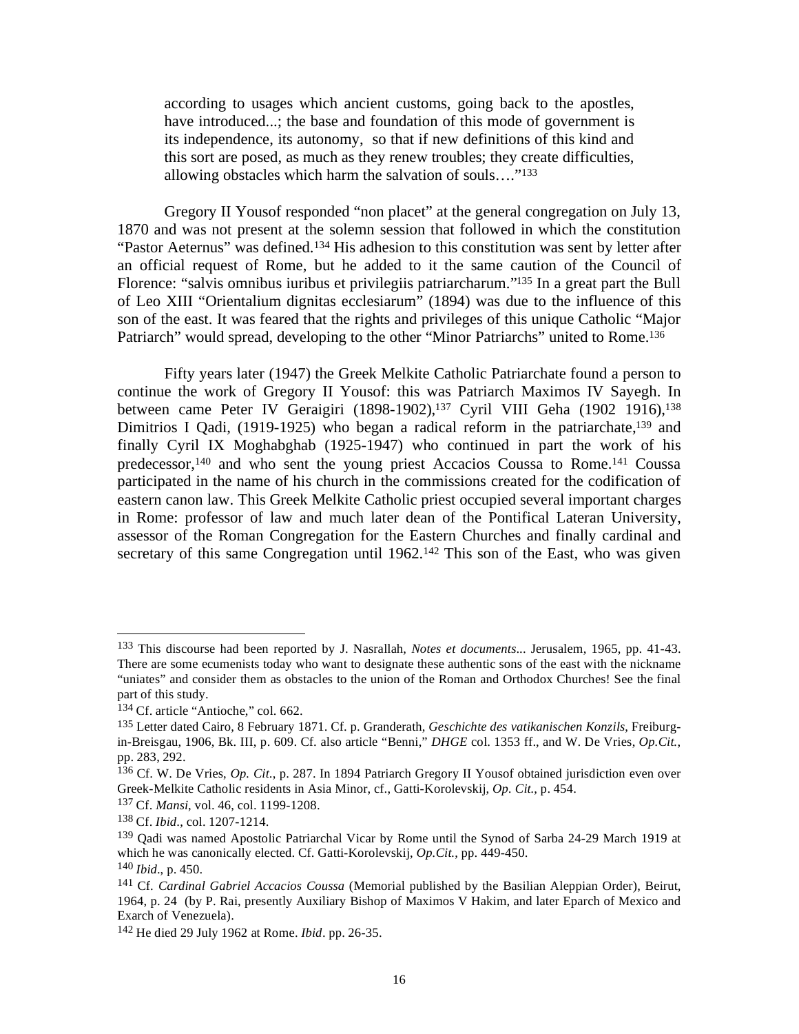> according to usages which ancient customs, going back to the apostles, have introduced...; the base and foundation of this mode of government is its independence, its autonomy, so that if new definitions of this kind and this sort are posed, as much as they renew troubles; they create difficulties, allowing obstacles which harm the salvation of souls…."[133]

Gregory II Yousof responded "non placet" at the general congregation on July 13, 1870 and was not present at the solemn session that followed in which the constitution "Pastor Aeternus" was defined.[134] His adhesion to this constitution was sent by letter after an official request of Rome, but he added to it the same caution of the Council of Florence: "salvis omnibus iuribus et privilegiis patriarcharum."[135] In a great part the Bull of Leo XIII "Orientalium dignitas ecclesiarum" (1894) was due to the influence of this son of the east. It was feared that the rights and privileges of this unique Catholic "Major Patriarch" would spread, developing to the other "Minor Patriarchs" united to Rome.[136]

Fifty years later (1947) the Greek Melkite Catholic Patriarchate found a person to continue the work of Gregory II Yousof: this was Patriarch Maximos IV Sayegh. In between came Peter IV Geraigiri (1898-1902),[137] Cyril VIII Geha (1902 1916),[138] Dimitrios I Qadi, (1919-1925) who began a radical reform in the patriarchate,[139] and finally Cyril IX Moghabghab (1925-1947) who continued in part the work of his predecessor,[140] and who sent the young priest Accacios Coussa to Rome.[141] Coussa participated in the name of his church in the commissions created for the codification of eastern canon law. This Greek Melkite Catholic priest occupied several important charges in Rome: professor of law and much later dean of the Pontifical Lateran University, assessor of the Roman Congregation for the Eastern Churches and finally cardinal and secretary of this same Congregation until 1962.[142] This son of the East, who was given

---

[133] This discourse had been reported by J. Nasrallah, *Notes et documents...* Jerusalem, 1965, pp. 41-43. There are some ecumenists today who want to designate these authentic sons of the east with the nickname "uniates" and consider them as obstacles to the union of the Roman and Orthodox Churches! See the final part of this study.

[134] Cf. article "Antioche," col. 662.

[135] Letter dated Cairo, 8 February 1871. Cf. p. Granderath, *Geschichte des vatikanischen Konzils*, Freiburg-in-Breisgau, 1906, Bk. III, p. 609. Cf. also article "Benni," *DHGE* col. 1353 ff., and W. De Vries, *Op.Cit.*, pp. 283, 292.

[136] Cf. W. De Vries, *Op. Cit.*, p. 287. In 1894 Patriarch Gregory II Yousof obtained jurisdiction even over Greek-Melkite Catholic residents in Asia Minor, cf., Gatti-Korolevskij, *Op. Cit.*, p. 454.

[137] Cf. *Mansi*, vol. 46, col. 1199-1208.

[138] Cf. *Ibid*., col. 1207-1214.

[139] Qadi was named Apostolic Patriarchal Vicar by Rome until the Synod of Sarba 24-29 March 1919 at which he was canonically elected. Cf. Gatti-Korolevskij, *Op.Cit.*, pp. 449-450.

[140] *Ibid*., p. 450.

[141] Cf. *Cardinal Gabriel Accacios Coussa* (Memorial published by the Basilian Aleppian Order), Beirut, 1964, p. 24 (by P. Rai, presently Auxiliary Bishop of Maximos V Hakim, and later Eparch of Mexico and Exarch of Venezuela).

[142] He died 29 July 1962 at Rome. *Ibid*. pp. 26-35.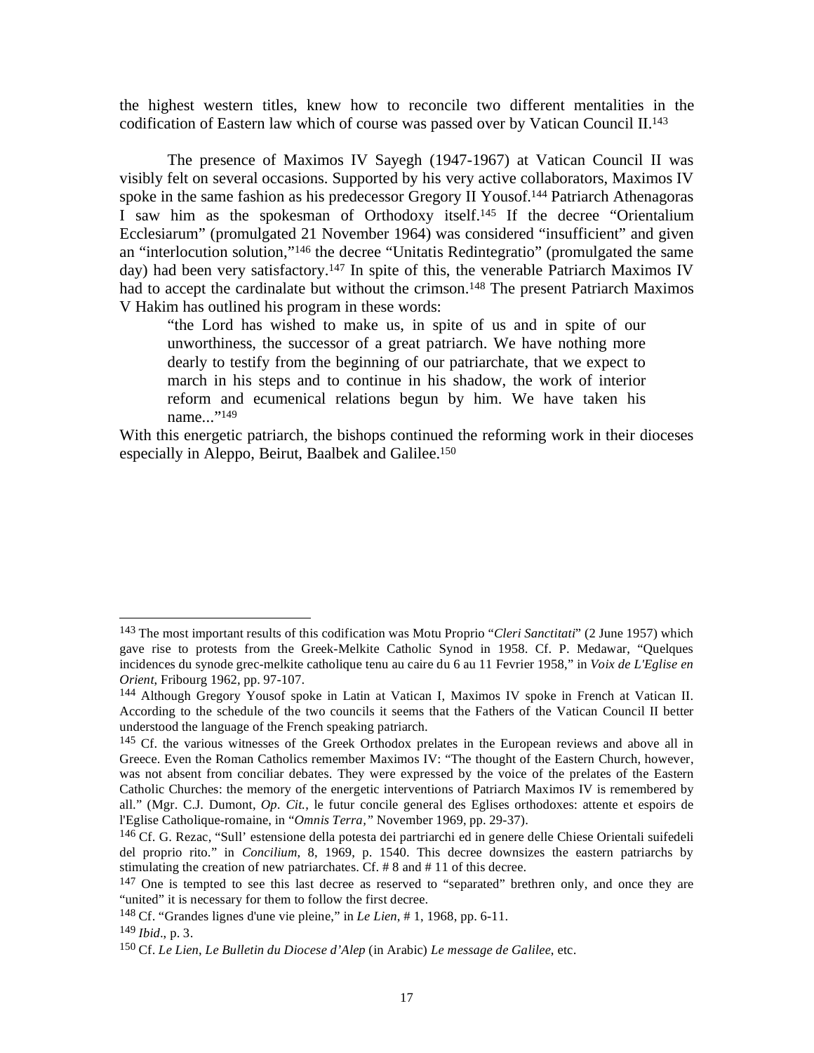the highest western titles, knew how to reconcile two different mentalities in the codification of Eastern law which of course was passed over by Vatican Council II.[143]

The presence of Maximos IV Sayegh (1947-1967) at Vatican Council II was visibly felt on several occasions. Supported by his very active collaborators, Maximos IV spoke in the same fashion as his predecessor Gregory II Yousof.[144] Patriarch Athenagoras I saw him as the spokesman of Orthodoxy itself.[145] If the decree "Orientalium Ecclesiarum" (promulgated 21 November 1964) was considered "insufficient" and given an "interlocution solution,"[146] the decree "Unitatis Redintegratio" (promulgated the same day) had been very satisfactory.[147] In spite of this, the venerable Patriarch Maximos IV had to accept the cardinalate but without the crimson.[148] The present Patriarch Maximos V Hakim has outlined his program in these words:

> "the Lord has wished to make us, in spite of us and in spite of our unworthiness, the successor of a great patriarch. We have nothing more dearly to testify from the beginning of our patriarchate, that we expect to march in his steps and to continue in his shadow, the work of interior reform and ecumenical relations begun by him. We have taken his name..."[149]

With this energetic patriarch, the bishops continued the reforming work in their dioceses especially in Aleppo, Beirut, Baalbek and Galilee.[150]

---

[143] The most important results of this codification was Motu Proprio "*Cleri Sanctitati*" (2 June 1957) which gave rise to protests from the Greek-Melkite Catholic Synod in 1958. Cf. P. Medawar, "Quelques incidences du synode grec-melkite catholique tenu au caire du 6 au 11 Fevrier 1958," in *Voix de L'Eglise en Orient*, Fribourg 1962, pp. 97-107.

[144] Although Gregory Yousof spoke in Latin at Vatican I, Maximos IV spoke in French at Vatican II. According to the schedule of the two councils it seems that the Fathers of the Vatican Council II better understood the language of the French speaking patriarch.

[145] Cf. the various witnesses of the Greek Orthodox prelates in the European reviews and above all in Greece. Even the Roman Catholics remember Maximos IV: "The thought of the Eastern Church, however, was not absent from conciliar debates. They were expressed by the voice of the prelates of the Eastern Catholic Churches: the memory of the energetic interventions of Patriarch Maximos IV is remembered by all." (Mgr. C.J. Dumont, *Op. Cit.*, le futur concile general des Eglises orthodoxes: attente et espoirs de l'Eglise Catholique-romaine, in "*Omnis Terra*," November 1969, pp. 29-37).

[146] Cf. G. Rezac, "Sull' estensione della potesta dei partriarchi ed in genere delle Chiese Orientali suifedeli del proprio rito." in *Concilium*, 8, 1969, p. 1540. This decree downsizes the eastern patriarchs by stimulating the creation of new patriarchates. Cf. # 8 and # 11 of this decree.

[147] One is tempted to see this last decree as reserved to "separated" brethren only, and once they are "united" it is necessary for them to follow the first decree.

[148] Cf. "Grandes lignes d'une vie pleine," in *Le Lien*, # 1, 1968, pp. 6-11.

[149] *Ibid*., p. 3.

[150] Cf. *Le Lien*, *Le Bulletin du Diocese d'Alep* (in Arabic) *Le message de Galilee*, etc.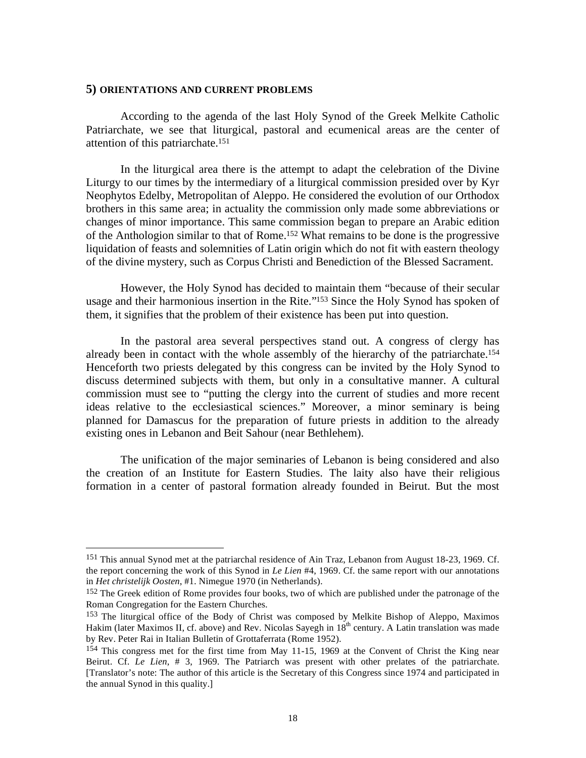## 5) ORIENTATIONS AND CURRENT PROBLEMS

According to the agenda of the last Holy Synod of the Greek Melkite Catholic Patriarchate, we see that liturgical, pastoral and ecumenical areas are the center of attention of this patriarchate.[151]

In the liturgical area there is the attempt to adapt the celebration of the Divine Liturgy to our times by the intermediary of a liturgical commission presided over by Kyr Neophytos Edelby, Metropolitan of Aleppo. He considered the evolution of our Orthodox brothers in this same area; in actuality the commission only made some abbreviations or changes of minor importance. This same commission began to prepare an Arabic edition of the Anthologion similar to that of Rome.[152] What remains to be done is the progressive liquidation of feasts and solemnities of Latin origin which do not fit with eastern theology of the divine mystery, such as Corpus Christi and Benediction of the Blessed Sacrament.

However, the Holy Synod has decided to maintain them "because of their secular usage and their harmonious insertion in the Rite."[153] Since the Holy Synod has spoken of them, it signifies that the problem of their existence has been put into question.

In the pastoral area several perspectives stand out. A congress of clergy has already been in contact with the whole assembly of the hierarchy of the patriarchate.[154] Henceforth two priests delegated by this congress can be invited by the Holy Synod to discuss determined subjects with them, but only in a consultative manner. A cultural commission must see to "putting the clergy into the current of studies and more recent ideas relative to the ecclesiastical sciences." Moreover, a minor seminary is being planned for Damascus for the preparation of future priests in addition to the already existing ones in Lebanon and Beit Sahour (near Bethlehem).

The unification of the major seminaries of Lebanon is being considered and also the creation of an Institute for Eastern Studies. The laity also have their religious formation in a center of pastoral formation already founded in Beirut. But the most

---

[151] This annual Synod met at the patriarchal residence of Ain Traz, Lebanon from August 18-23, 1969. Cf. the report concerning the work of this Synod in *Le Lien* #4, 1969. Cf. the same report with our annotations in *Het christelijk Oosten*, #1. Nimegue 1970 (in Netherlands).

[152] The Greek edition of Rome provides four books, two of which are published under the patronage of the Roman Congregation for the Eastern Churches.

[153] The liturgical office of the Body of Christ was composed by Melkite Bishop of Aleppo, Maximos Hakim (later Maximos II, cf. above) and Rev. Nicolas Sayegh in 18th century. A Latin translation was made by Rev. Peter Rai in Italian Bulletin of Grottaferrata (Rome 1952).

[154] This congress met for the first time from May 11-15, 1969 at the Convent of Christ the King near Beirut. Cf. *Le Lien*, # 3, 1969. The Patriarch was present with other prelates of the patriarchate. [Translator's note: The author of this article is the Secretary of this Congress since 1974 and participated in the annual Synod in this quality.]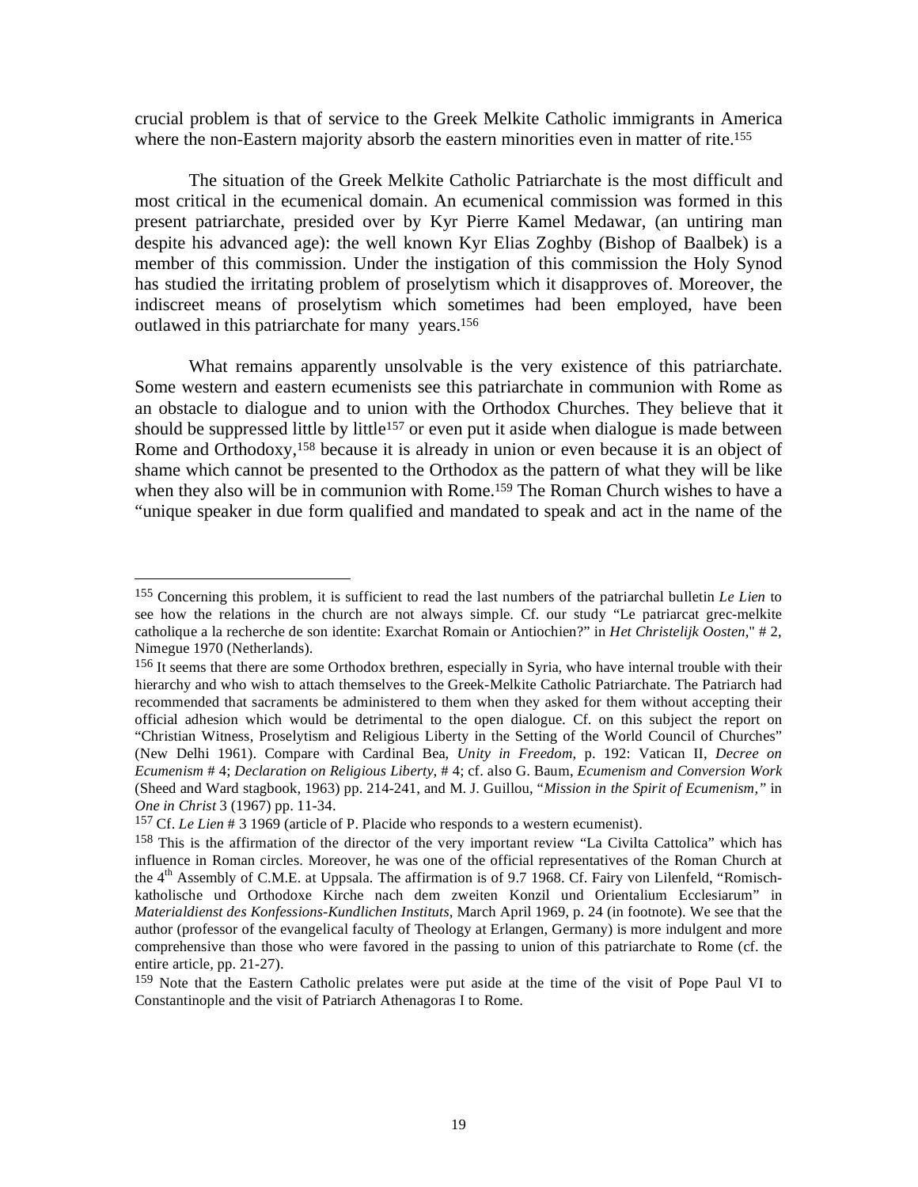crucial problem is that of service to the Greek Melkite Catholic immigrants in America where the non-Eastern majority absorb the eastern minorities even in matter of rite.[155]

The situation of the Greek Melkite Catholic Patriarchate is the most difficult and most critical in the ecumenical domain. An ecumenical commission was formed in this present patriarchate, presided over by Kyr Pierre Kamel Medawar, (an untiring man despite his advanced age): the well known Kyr Elias Zoghby (Bishop of Baalbek) is a member of this commission. Under the instigation of this commission the Holy Synod has studied the irritating problem of proselytism which it disapproves of. Moreover, the indiscreet means of proselytism which sometimes had been employed, have been outlawed in this patriarchate for many years.[156]

What remains apparently unsolvable is the very existence of this patriarchate. Some western and eastern ecumenists see this patriarchate in communion with Rome as an obstacle to dialogue and to union with the Orthodox Churches. They believe that it should be suppressed little by little[157] or even put it aside when dialogue is made between Rome and Orthodoxy,[158] because it is already in union or even because it is an object of shame which cannot be presented to the Orthodox as the pattern of what they will be like when they also will be in communion with Rome.[159] The Roman Church wishes to have a "unique speaker in due form qualified and mandated to speak and act in the name of the

---

[155] Concerning this problem, it is sufficient to read the last numbers of the patriarchal bulletin *Le Lien* to see how the relations in the church are not always simple. Cf. our study "Le patriarcat grec-melkite catholique a la recherche de son identite: Exarchat Romain or Antiochien?" in *Het Christelijk Oosten*," # 2, Nimegue 1970 (Netherlands).

[156] It seems that there are some Orthodox brethren, especially in Syria, who have internal trouble with their hierarchy and who wish to attach themselves to the Greek-Melkite Catholic Patriarchate. The Patriarch had recommended that sacraments be administered to them when they asked for them without accepting their official adhesion which would be detrimental to the open dialogue. Cf. on this subject the report on "Christian Witness, Proselytism and Religious Liberty in the Setting of the World Council of Churches" (New Delhi 1961). Compare with Cardinal Bea, *Unity in Freedom*, p. 192: Vatican II, *Decree on Ecumenism* # 4; *Declaration on Religious Liberty*, # 4; cf. also G. Baum, *Ecumenism and Conversion Work* (Sheed and Ward stagbook, 1963) pp. 214-241, and M. J. Guillou, "*Mission in the Spirit of Ecumenism,*" in *One in Christ* 3 (1967) pp. 11-34.

[157] Cf. *Le Lien* # 3 1969 (article of P. Placide who responds to a western ecumenist).

[158] This is the affirmation of the director of the very important review "La Civilta Cattolica" which has influence in Roman circles. Moreover, he was one of the official representatives of the Roman Church at the 4th Assembly of C.M.E. at Uppsala. The affirmation is of 9.7 1968. Cf. Fairy von Lilenfeld, "Romisch-katholische und Orthodoxe Kirche nach dem zweiten Konzil und Orientalium Ecclesiarum" in *Materialdienst des Konfessions-Kundlichen Instituts*, March April 1969, p. 24 (in footnote). We see that the author (professor of the evangelical faculty of Theology at Erlangen, Germany) is more indulgent and more comprehensive than those who were favored in the passing to union of this patriarchate to Rome (cf. the entire article, pp. 21-27).

[159] Note that the Eastern Catholic prelates were put aside at the time of the visit of Pope Paul VI to Constantinople and the visit of Patriarch Athenagoras I to Rome.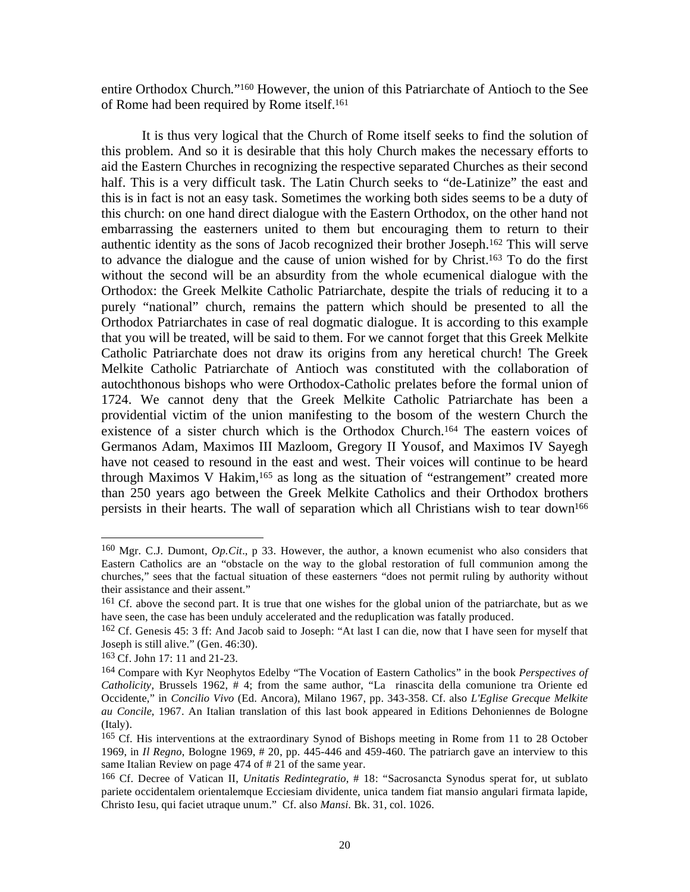entire Orthodox Church."[160] However, the union of this Patriarchate of Antioch to the See of Rome had been required by Rome itself.[161]

It is thus very logical that the Church of Rome itself seeks to find the solution of this problem. And so it is desirable that this holy Church makes the necessary efforts to aid the Eastern Churches in recognizing the respective separated Churches as their second half. This is a very difficult task. The Latin Church seeks to "de-Latinize" the east and this is in fact is not an easy task. Sometimes the working both sides seems to be a duty of this church: on one hand direct dialogue with the Eastern Orthodox, on the other hand not embarrassing the easterners united to them but encouraging them to return to their authentic identity as the sons of Jacob recognized their brother Joseph.[162] This will serve to advance the dialogue and the cause of union wished for by Christ.[163] To do the first without the second will be an absurdity from the whole ecumenical dialogue with the Orthodox: the Greek Melkite Catholic Patriarchate, despite the trials of reducing it to a purely "national" church, remains the pattern which should be presented to all the Orthodox Patriarchates in case of real dogmatic dialogue. It is according to this example that you will be treated, will be said to them. For we cannot forget that this Greek Melkite Catholic Patriarchate does not draw its origins from any heretical church! The Greek Melkite Catholic Patriarchate of Antioch was constituted with the collaboration of autochthonous bishops who were Orthodox-Catholic prelates before the formal union of 1724. We cannot deny that the Greek Melkite Catholic Patriarchate has been a providential victim of the union manifesting to the bosom of the western Church the existence of a sister church which is the Orthodox Church.[164] The eastern voices of Germanos Adam, Maximos III Mazloom, Gregory II Yousof, and Maximos IV Sayegh have not ceased to resound in the east and west. Their voices will continue to be heard through Maximos V Hakim,[165] as long as the situation of "estrangement" created more than 250 years ago between the Greek Melkite Catholics and their Orthodox brothers persists in their hearts. The wall of separation which all Christians wish to tear down[166]

---

[160] Mgr. C.J. Dumont, *Op.Cit*., p 33. However, the author, a known ecumenist who also considers that Eastern Catholics are an "obstacle on the way to the global restoration of full communion among the churches," sees that the factual situation of these easterners "does not permit ruling by authority without their assistance and their assent."

[161] Cf. above the second part. It is true that one wishes for the global union of the patriarchate, but as we have seen, the case has been unduly accelerated and the reduplication was fatally produced.

[162] Cf. Genesis 45: 3 ff: And Jacob said to Joseph: "At last I can die, now that I have seen for myself that Joseph is still alive." (Gen. 46:30).

[163] Cf. John 17: 11 and 21-23.

[164] Compare with Kyr Neophytos Edelby "The Vocation of Eastern Catholics" in the book *Perspectives of Catholicity,* Brussels 1962, # 4; from the same author, "La rinascita della comunione tra Oriente ed Occidente," in *Concilio Vivo* (Ed. Ancora), Milano 1967, pp. 343-358. Cf. also *L'Eglise Grecque Melkite au Concile,* 1967. An Italian translation of this last book appeared in Editions Dehoniennes de Bologne (Italy).

[165] Cf. His interventions at the extraordinary Synod of Bishops meeting in Rome from 11 to 28 October 1969, in *Il Regno*, Bologne 1969, # 20, pp. 445-446 and 459-460. The patriarch gave an interview to this same Italian Review on page 474 of # 21 of the same year.

[166] Cf. Decree of Vatican II, *Unitatis Redintegratio,* # 18: "Sacrosancta Synodus sperat for, ut sublato pariete occidentalem orientalemque Ecciesiam dividente, unica tandem fiat mansio angulari firmata lapide, Christo Iesu, qui faciet utraque unum." Cf. also *Mansi*. Bk. 31, col. 1026.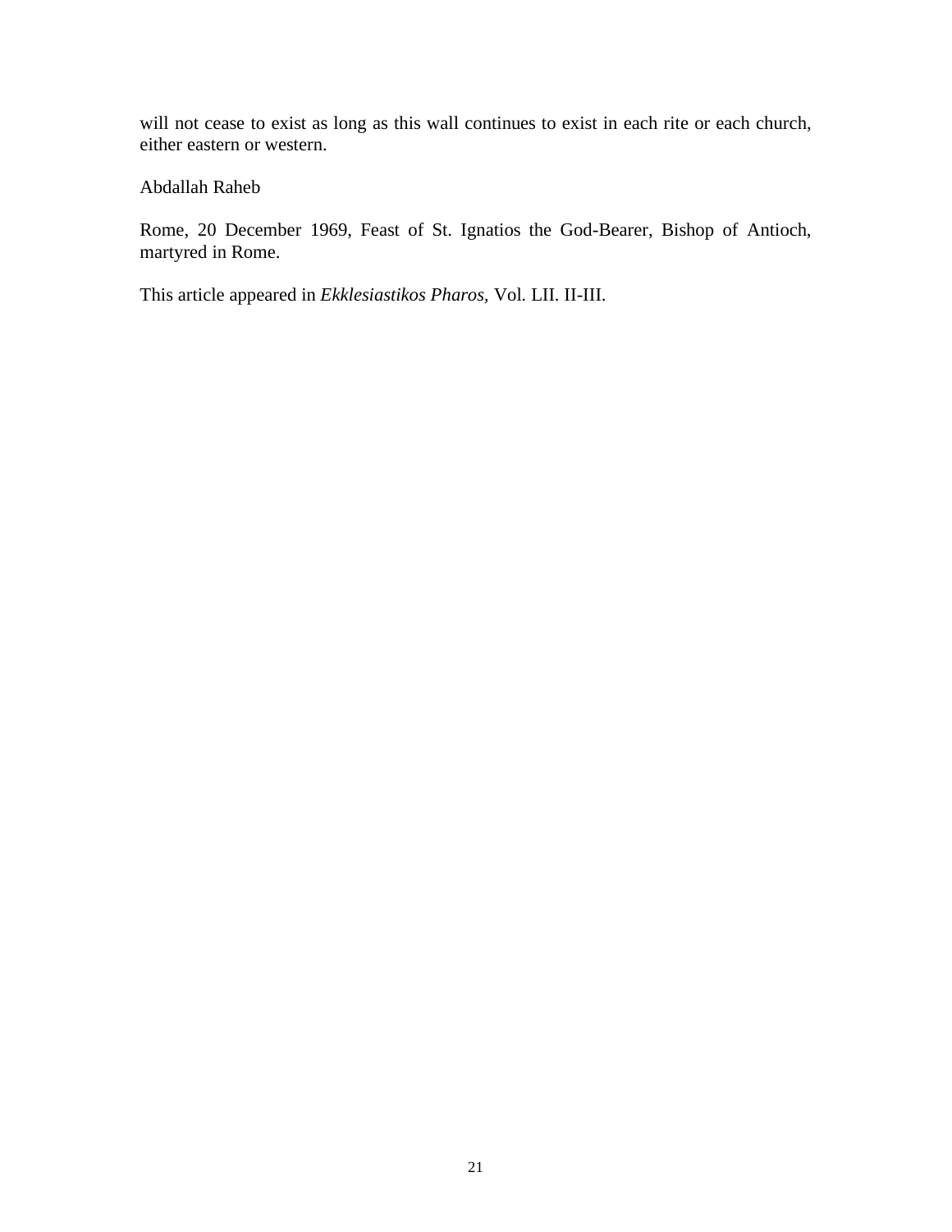will not cease to exist as long as this wall continues to exist in each rite or each church, either eastern or western.

Abdallah Raheb

Rome, 20 December 1969, Feast of St. Ignatios the God-Bearer, Bishop of Antioch, martyred in Rome.

This article appeared in *Ekklesiastikos Pharos,* Vol. LII. II-III.